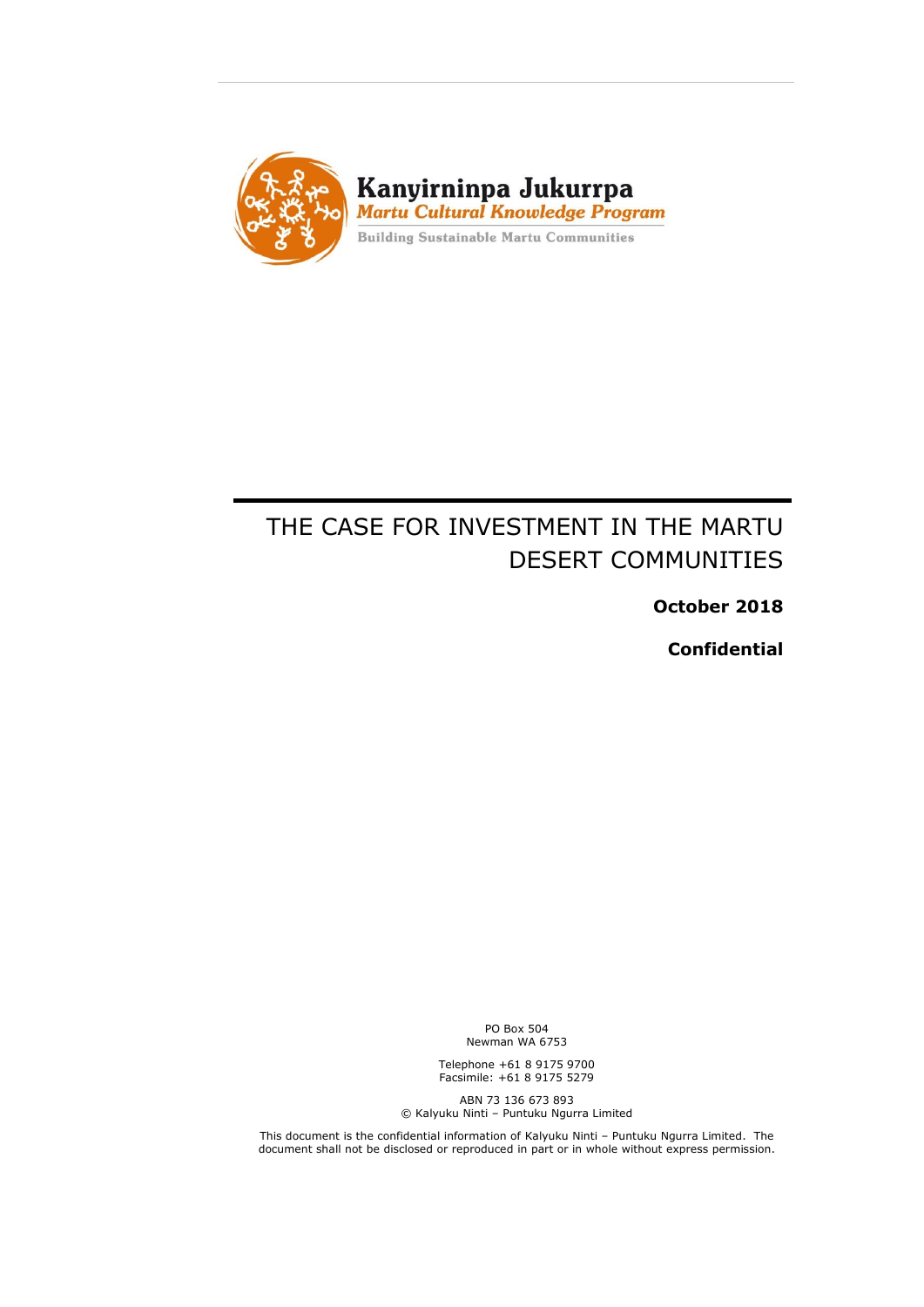Kanyirninpa Jukurrpa

*Martu Cultural Knowledge Program*

Building Sustainable Martu Communities

# THE CASE FOR INVESTMENT IN THE MARTU DESERT COMMUNITIES

**October 2018**

**Confidential**

PO Box 504
Newman WA 6753

Telephone +61 8 9175 9700
Facsimile: +61 8 9175 5279

ABN 73 136 673 893
© Kalyuku Ninti – Puntuku Ngurra Limited

This document is the confidential information of Kalyuku Ninti – Puntuku Ngurra Limited. The document shall not be disclosed or reproduced in part or in whole without express permission.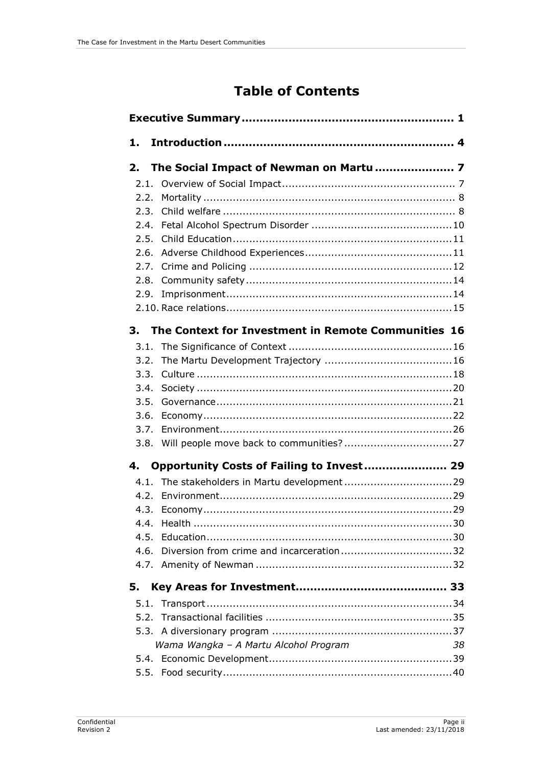# Table of Contents

**Executive Summary ........................................................ 1**

**1. Introduction ............................................................. 4**

**2. The Social Impact of Newman on Martu ..................... 7**

2.1. Overview of Social Impact ................................................... 7

2.2. Mortality ........................................................................... 8

2.3. Child welfare ..................................................................... 8

2.4. Fetal Alcohol Spectrum Disorder ..........................................10

2.5. Child Education .................................................................11

2.6. Adverse Childhood Experiences ...........................................11

2.7. Crime and Policing .............................................................12

2.8. Community safety ..............................................................14

2.9. Imprisonment ....................................................................14

2.10. Race relations ...................................................................15

**3. The Context for Investment in Remote Communities 16**

3.1. The Significance of Context .................................................16

3.2. The Martu Development Trajectory ......................................16

3.3. Culture .............................................................................18

3.4. Society .............................................................................20

3.5. Governance .......................................................................21

3.6. Economy ...........................................................................22

3.7. Environment ......................................................................26

3.8. Will people move back to communities? ................................27

**4. Opportunity Costs of Failing to Invest ...................... 29**

4.1. The stakeholders in Martu development ................................29

4.2. Environment ......................................................................29

4.3. Economy ...........................................................................29

4.4. Health ..............................................................................30

4.5. Education ..........................................................................30

4.6. Diversion from crime and incarceration .................................32

4.7. Amenity of Newman ...........................................................32

**5. Key Areas for Investment ........................................ 33**

5.1. Transport ..........................................................................34

5.2. Transactional facilities .........................................................35

5.3. A diversionary program .......................................................37

*Wama Wangka – A Martu Alcohol Program* 38

5.4. Economic Development .......................................................39

5.5. Food security .....................................................................40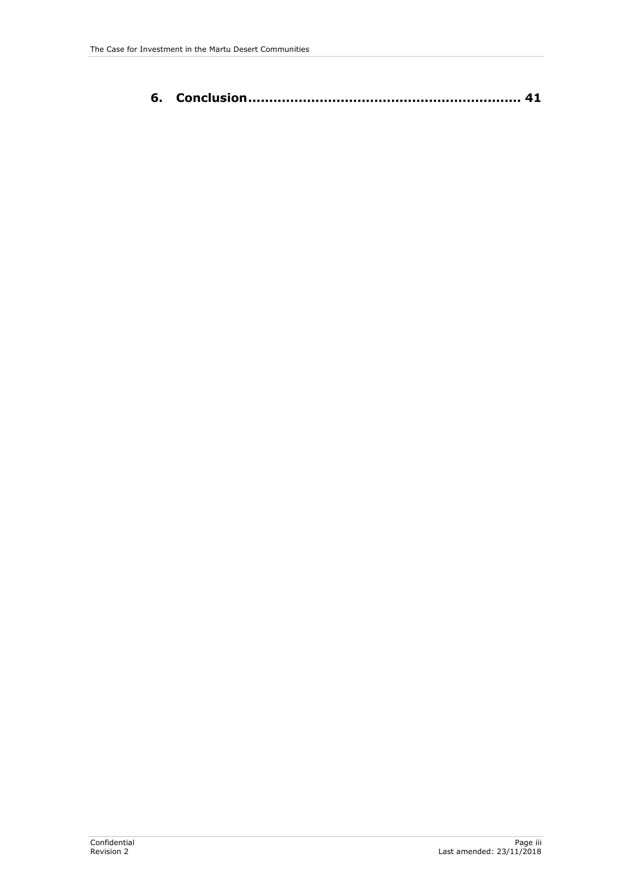**6. Conclusion................................................................ 41**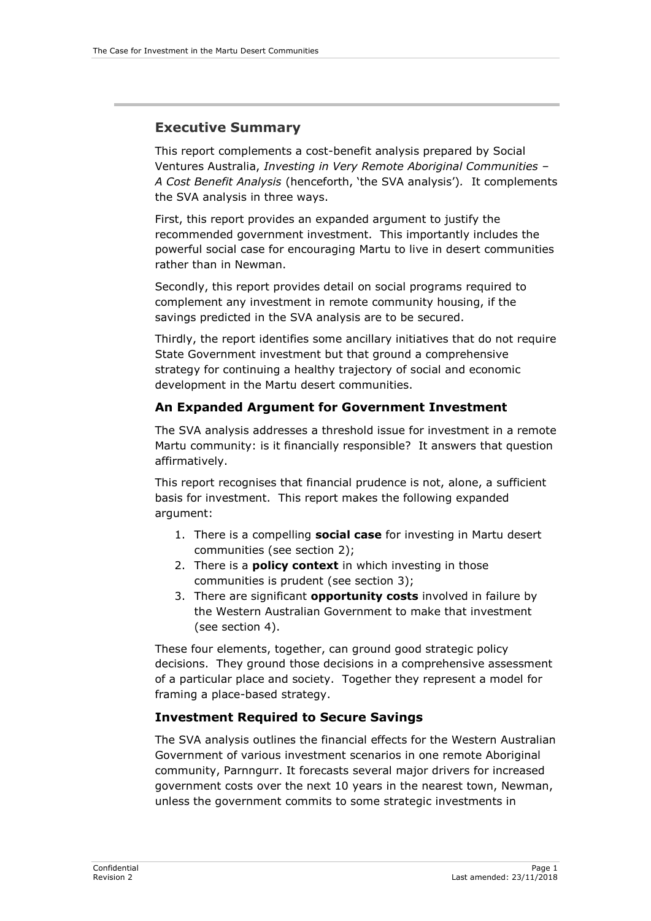## Executive Summary

This report complements a cost-benefit analysis prepared by Social Ventures Australia, *Investing in Very Remote Aboriginal Communities – A Cost Benefit Analysis* (henceforth, 'the SVA analysis'). It complements the SVA analysis in three ways.

First, this report provides an expanded argument to justify the recommended government investment. This importantly includes the powerful social case for encouraging Martu to live in desert communities rather than in Newman.

Secondly, this report provides detail on social programs required to complement any investment in remote community housing, if the savings predicted in the SVA analysis are to be secured.

Thirdly, the report identifies some ancillary initiatives that do not require State Government investment but that ground a comprehensive strategy for continuing a healthy trajectory of social and economic development in the Martu desert communities.

### An Expanded Argument for Government Investment

The SVA analysis addresses a threshold issue for investment in a remote Martu community: is it financially responsible? It answers that question affirmatively.

This report recognises that financial prudence is not, alone, a sufficient basis for investment. This report makes the following expanded argument:

1. There is a compelling **social case** for investing in Martu desert communities (see section 2);
2. There is a **policy context** in which investing in those communities is prudent (see section 3);
3. There are significant **opportunity costs** involved in failure by the Western Australian Government to make that investment (see section 4).

These four elements, together, can ground good strategic policy decisions. They ground those decisions in a comprehensive assessment of a particular place and society. Together they represent a model for framing a place-based strategy.

### Investment Required to Secure Savings

The SVA analysis outlines the financial effects for the Western Australian Government of various investment scenarios in one remote Aboriginal community, Parnngurr. It forecasts several major drivers for increased government costs over the next 10 years in the nearest town, Newman, unless the government commits to some strategic investments in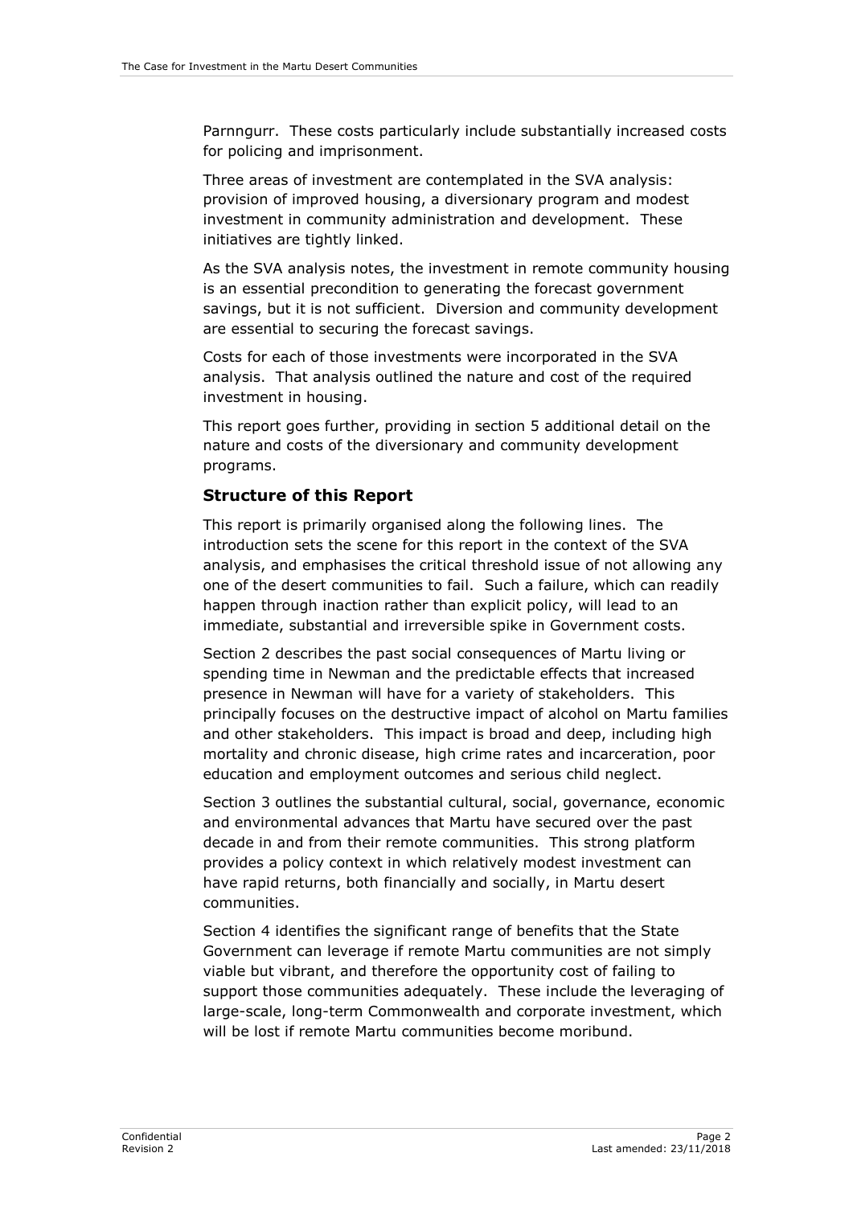Parnngurr. These costs particularly include substantially increased costs for policing and imprisonment.

Three areas of investment are contemplated in the SVA analysis: provision of improved housing, a diversionary program and modest investment in community administration and development. These initiatives are tightly linked.

As the SVA analysis notes, the investment in remote community housing is an essential precondition to generating the forecast government savings, but it is not sufficient. Diversion and community development are essential to securing the forecast savings.

Costs for each of those investments were incorporated in the SVA analysis. That analysis outlined the nature and cost of the required investment in housing.

This report goes further, providing in section 5 additional detail on the nature and costs of the diversionary and community development programs.

## Structure of this Report

This report is primarily organised along the following lines. The introduction sets the scene for this report in the context of the SVA analysis, and emphasises the critical threshold issue of not allowing any one of the desert communities to fail. Such a failure, which can readily happen through inaction rather than explicit policy, will lead to an immediate, substantial and irreversible spike in Government costs.

Section 2 describes the past social consequences of Martu living or spending time in Newman and the predictable effects that increased presence in Newman will have for a variety of stakeholders. This principally focuses on the destructive impact of alcohol on Martu families and other stakeholders. This impact is broad and deep, including high mortality and chronic disease, high crime rates and incarceration, poor education and employment outcomes and serious child neglect.

Section 3 outlines the substantial cultural, social, governance, economic and environmental advances that Martu have secured over the past decade in and from their remote communities. This strong platform provides a policy context in which relatively modest investment can have rapid returns, both financially and socially, in Martu desert communities.

Section 4 identifies the significant range of benefits that the State Government can leverage if remote Martu communities are not simply viable but vibrant, and therefore the opportunity cost of failing to support those communities adequately. These include the leveraging of large-scale, long-term Commonwealth and corporate investment, which will be lost if remote Martu communities become moribund.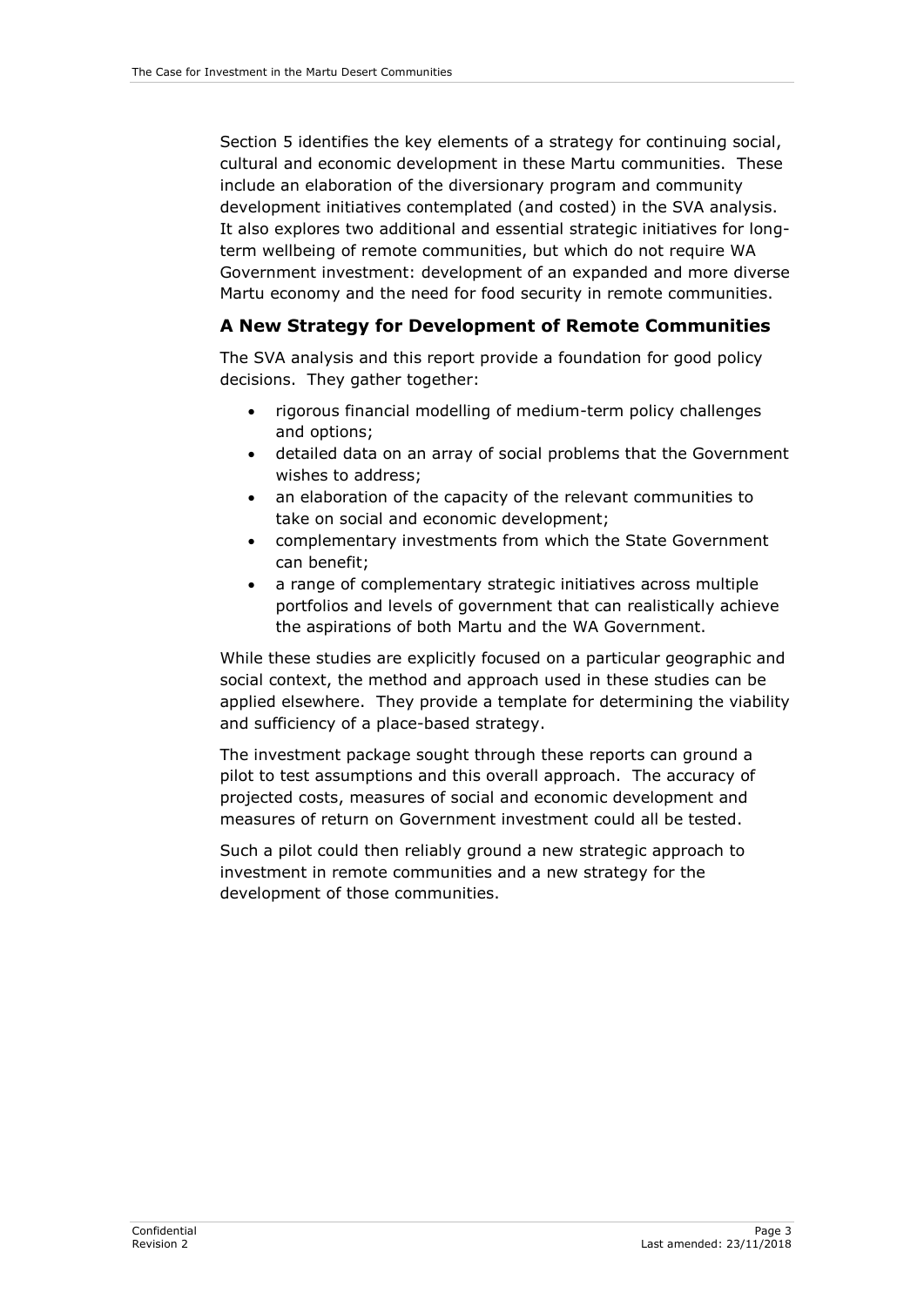Section 5 identifies the key elements of a strategy for continuing social, cultural and economic development in these Martu communities. These include an elaboration of the diversionary program and community development initiatives contemplated (and costed) in the SVA analysis. It also explores two additional and essential strategic initiatives for long-term wellbeing of remote communities, but which do not require WA Government investment: development of an expanded and more diverse Martu economy and the need for food security in remote communities.

## A New Strategy for Development of Remote Communities

The SVA analysis and this report provide a foundation for good policy decisions. They gather together:

- rigorous financial modelling of medium-term policy challenges and options;
- detailed data on an array of social problems that the Government wishes to address;
- an elaboration of the capacity of the relevant communities to take on social and economic development;
- complementary investments from which the State Government can benefit;
- a range of complementary strategic initiatives across multiple portfolios and levels of government that can realistically achieve the aspirations of both Martu and the WA Government.

While these studies are explicitly focused on a particular geographic and social context, the method and approach used in these studies can be applied elsewhere. They provide a template for determining the viability and sufficiency of a place-based strategy.

The investment package sought through these reports can ground a pilot to test assumptions and this overall approach. The accuracy of projected costs, measures of social and economic development and measures of return on Government investment could all be tested.

Such a pilot could then reliably ground a new strategic approach to investment in remote communities and a new strategy for the development of those communities.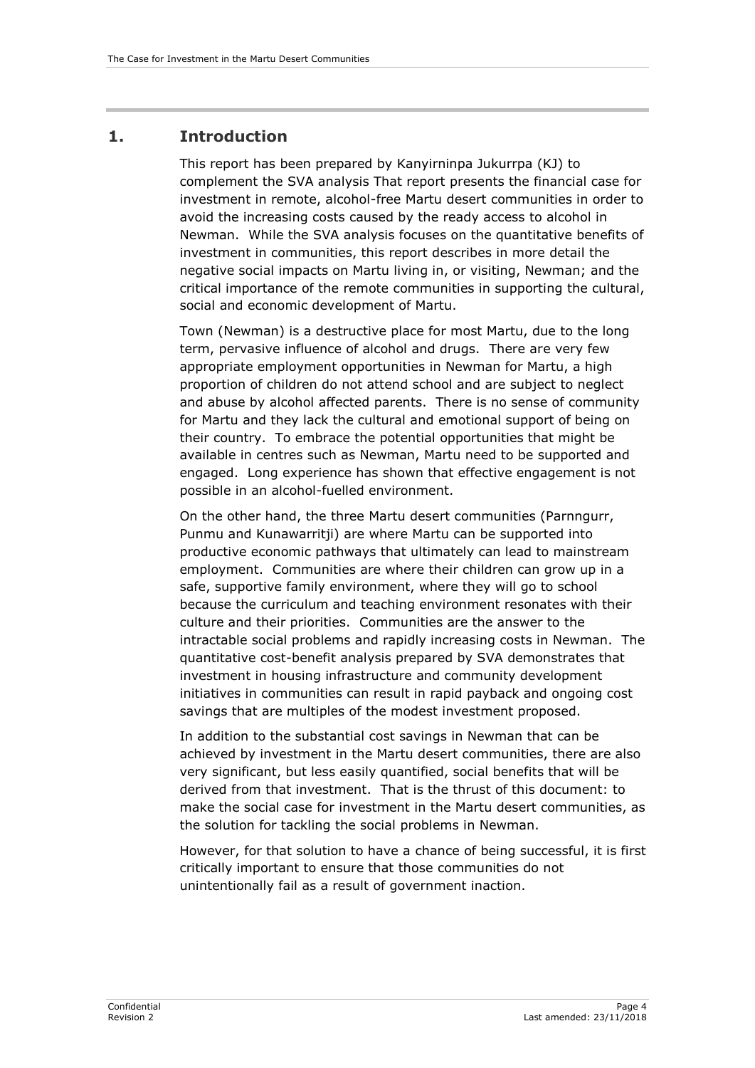# 1. Introduction

This report has been prepared by Kanyirninpa Jukurrpa (KJ) to complement the SVA analysis That report presents the financial case for investment in remote, alcohol-free Martu desert communities in order to avoid the increasing costs caused by the ready access to alcohol in Newman. While the SVA analysis focuses on the quantitative benefits of investment in communities, this report describes in more detail the negative social impacts on Martu living in, or visiting, Newman; and the critical importance of the remote communities in supporting the cultural, social and economic development of Martu.

Town (Newman) is a destructive place for most Martu, due to the long term, pervasive influence of alcohol and drugs. There are very few appropriate employment opportunities in Newman for Martu, a high proportion of children do not attend school and are subject to neglect and abuse by alcohol affected parents. There is no sense of community for Martu and they lack the cultural and emotional support of being on their country. To embrace the potential opportunities that might be available in centres such as Newman, Martu need to be supported and engaged. Long experience has shown that effective engagement is not possible in an alcohol-fuelled environment.

On the other hand, the three Martu desert communities (Parnngurr, Punmu and Kunawarritji) are where Martu can be supported into productive economic pathways that ultimately can lead to mainstream employment. Communities are where their children can grow up in a safe, supportive family environment, where they will go to school because the curriculum and teaching environment resonates with their culture and their priorities. Communities are the answer to the intractable social problems and rapidly increasing costs in Newman. The quantitative cost-benefit analysis prepared by SVA demonstrates that investment in housing infrastructure and community development initiatives in communities can result in rapid payback and ongoing cost savings that are multiples of the modest investment proposed.

In addition to the substantial cost savings in Newman that can be achieved by investment in the Martu desert communities, there are also very significant, but less easily quantified, social benefits that will be derived from that investment. That is the thrust of this document: to make the social case for investment in the Martu desert communities, as the solution for tackling the social problems in Newman.

However, for that solution to have a chance of being successful, it is first critically important to ensure that those communities do not unintentionally fail as a result of government inaction.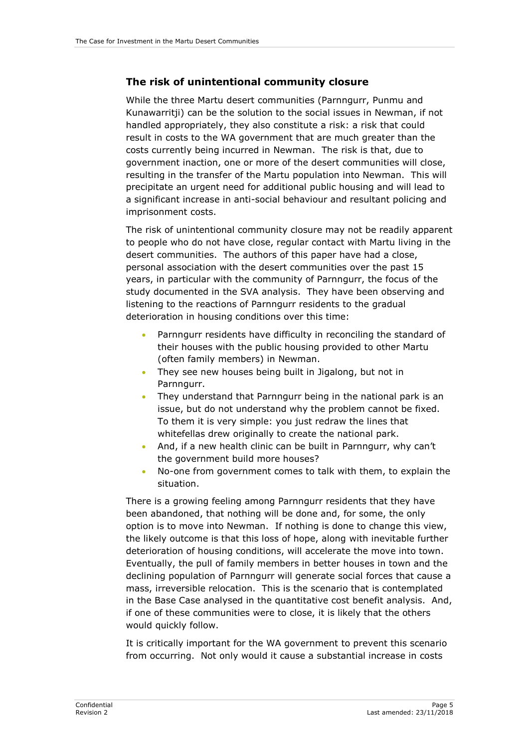## The risk of unintentional community closure

While the three Martu desert communities (Parnngurr, Punmu and Kunawarritji) can be the solution to the social issues in Newman, if not handled appropriately, they also constitute a risk: a risk that could result in costs to the WA government that are much greater than the costs currently being incurred in Newman. The risk is that, due to government inaction, one or more of the desert communities will close, resulting in the transfer of the Martu population into Newman. This will precipitate an urgent need for additional public housing and will lead to a significant increase in anti-social behaviour and resultant policing and imprisonment costs.

The risk of unintentional community closure may not be readily apparent to people who do not have close, regular contact with Martu living in the desert communities. The authors of this paper have had a close, personal association with the desert communities over the past 15 years, in particular with the community of Parnngurr, the focus of the study documented in the SVA analysis. They have been observing and listening to the reactions of Parnngurr residents to the gradual deterioration in housing conditions over this time:

- Parnngurr residents have difficulty in reconciling the standard of their houses with the public housing provided to other Martu (often family members) in Newman.
- They see new houses being built in Jigalong, but not in Parnngurr.
- They understand that Parnngurr being in the national park is an issue, but do not understand why the problem cannot be fixed. To them it is very simple: you just redraw the lines that whitefellas drew originally to create the national park.
- And, if a new health clinic can be built in Parnngurr, why can't the government build more houses?
- No-one from government comes to talk with them, to explain the situation.

There is a growing feeling among Parnngurr residents that they have been abandoned, that nothing will be done and, for some, the only option is to move into Newman. If nothing is done to change this view, the likely outcome is that this loss of hope, along with inevitable further deterioration of housing conditions, will accelerate the move into town. Eventually, the pull of family members in better houses in town and the declining population of Parnngurr will generate social forces that cause a mass, irreversible relocation. This is the scenario that is contemplated in the Base Case analysed in the quantitative cost benefit analysis. And, if one of these communities were to close, it is likely that the others would quickly follow.

It is critically important for the WA government to prevent this scenario from occurring. Not only would it cause a substantial increase in costs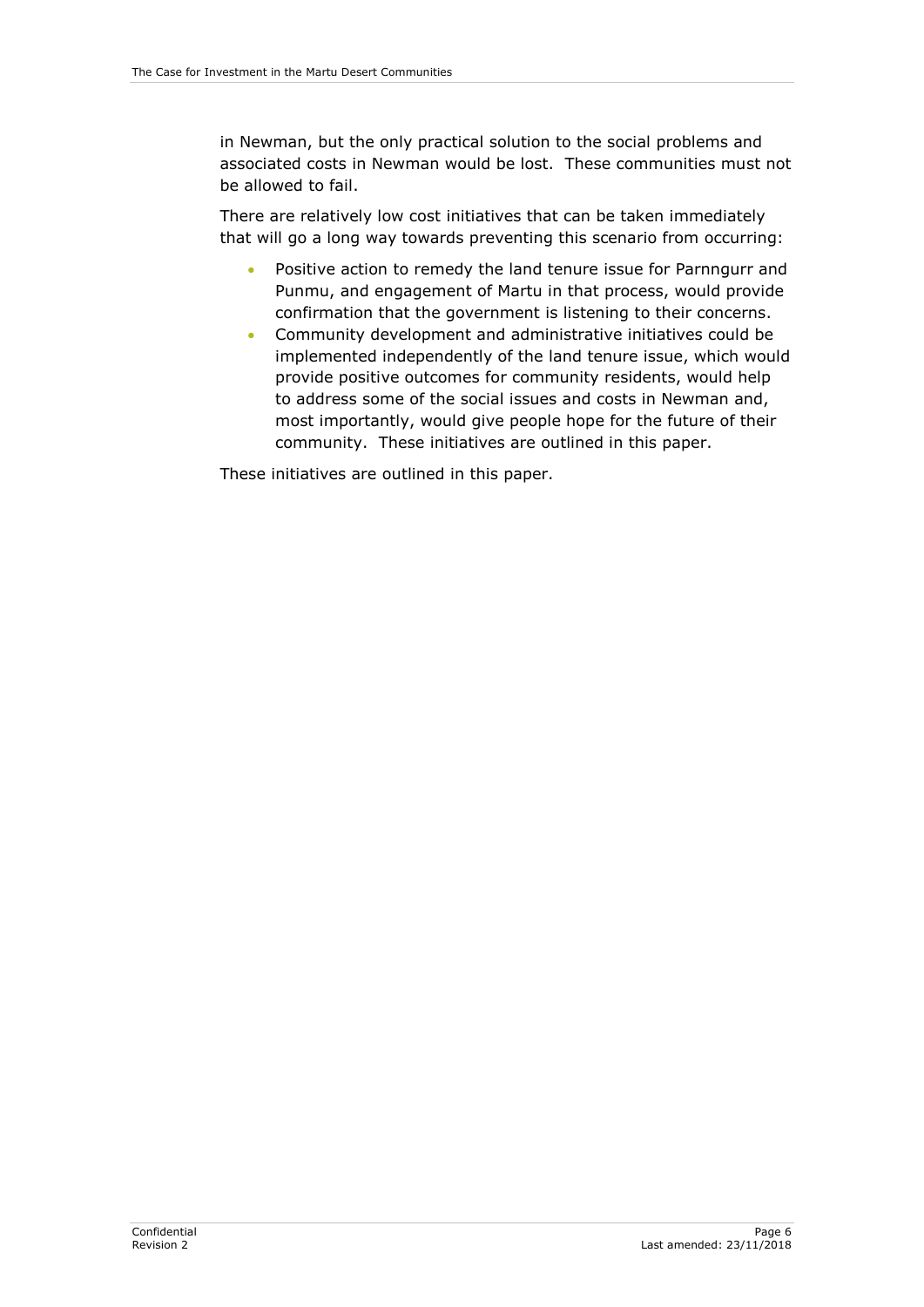in Newman, but the only practical solution to the social problems and associated costs in Newman would be lost. These communities must not be allowed to fail.

There are relatively low cost initiatives that can be taken immediately that will go a long way towards preventing this scenario from occurring:

- Positive action to remedy the land tenure issue for Parnngurr and Punmu, and engagement of Martu in that process, would provide confirmation that the government is listening to their concerns.
- Community development and administrative initiatives could be implemented independently of the land tenure issue, which would provide positive outcomes for community residents, would help to address some of the social issues and costs in Newman and, most importantly, would give people hope for the future of their community. These initiatives are outlined in this paper.

These initiatives are outlined in this paper.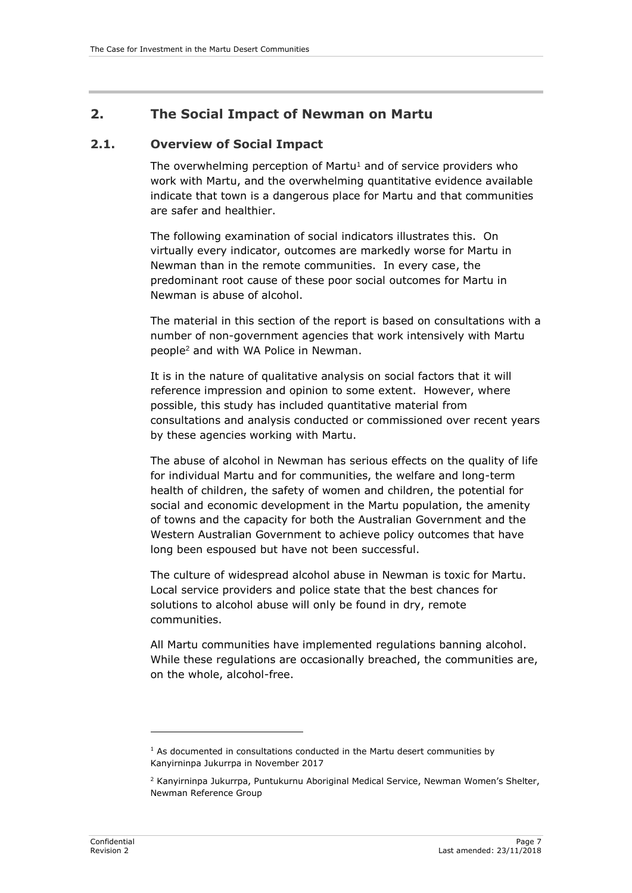## 2. The Social Impact of Newman on Martu

### 2.1. Overview of Social Impact

The overwhelming perception of Martu[1] and of service providers who work with Martu, and the overwhelming quantitative evidence available indicate that town is a dangerous place for Martu and that communities are safer and healthier.

The following examination of social indicators illustrates this. On virtually every indicator, outcomes are markedly worse for Martu in Newman than in the remote communities. In every case, the predominant root cause of these poor social outcomes for Martu in Newman is abuse of alcohol.

The material in this section of the report is based on consultations with a number of non-government agencies that work intensively with Martu people[2] and with WA Police in Newman.

It is in the nature of qualitative analysis on social factors that it will reference impression and opinion to some extent. However, where possible, this study has included quantitative material from consultations and analysis conducted or commissioned over recent years by these agencies working with Martu.

The abuse of alcohol in Newman has serious effects on the quality of life for individual Martu and for communities, the welfare and long-term health of children, the safety of women and children, the potential for social and economic development in the Martu population, the amenity of towns and the capacity for both the Australian Government and the Western Australian Government to achieve policy outcomes that have long been espoused but have not been successful.

The culture of widespread alcohol abuse in Newman is toxic for Martu. Local service providers and police state that the best chances for solutions to alcohol abuse will only be found in dry, remote communities.

All Martu communities have implemented regulations banning alcohol. While these regulations are occasionally breached, the communities are, on the whole, alcohol-free.

---

[1] As documented in consultations conducted in the Martu desert communities by Kanyirninpa Jukurrpa in November 2017

[2] Kanyirninpa Jukurrpa, Puntukurnu Aboriginal Medical Service, Newman Women's Shelter, Newman Reference Group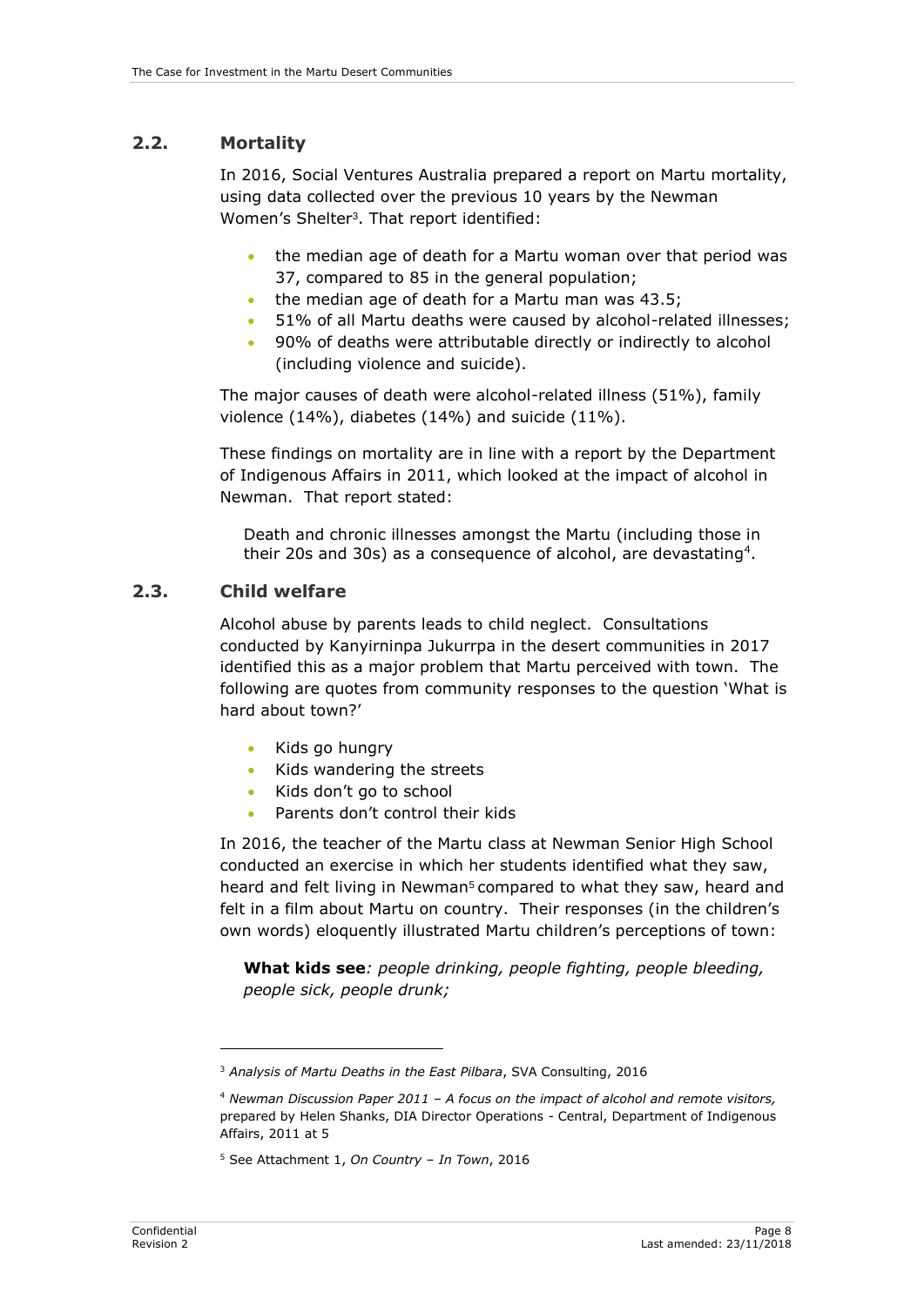## 2.2. Mortality

In 2016, Social Ventures Australia prepared a report on Martu mortality, using data collected over the previous 10 years by the Newman Women's Shelter[3]. That report identified:

- the median age of death for a Martu woman over that period was 37, compared to 85 in the general population;
- the median age of death for a Martu man was 43.5;
- 51% of all Martu deaths were caused by alcohol-related illnesses;
- 90% of deaths were attributable directly or indirectly to alcohol (including violence and suicide).

The major causes of death were alcohol-related illness (51%), family violence (14%), diabetes (14%) and suicide (11%).

These findings on mortality are in line with a report by the Department of Indigenous Affairs in 2011, which looked at the impact of alcohol in Newman. That report stated:

> Death and chronic illnesses amongst the Martu (including those in their 20s and 30s) as a consequence of alcohol, are devastating[4].

## 2.3. Child welfare

Alcohol abuse by parents leads to child neglect. Consultations conducted by Kanyirninpa Jukurrpa in the desert communities in 2017 identified this as a major problem that Martu perceived with town. The following are quotes from community responses to the question 'What is hard about town?'

- Kids go hungry
- Kids wandering the streets
- Kids don't go to school
- Parents don't control their kids

In 2016, the teacher of the Martu class at Newman Senior High School conducted an exercise in which her students identified what they saw, heard and felt living in Newman[5] compared to what they saw, heard and felt in a film about Martu on country. Their responses (in the children's own words) eloquently illustrated Martu children's perceptions of town:

> **What kids see***: people drinking, people fighting, people bleeding, people sick, people drunk;*

---

[3] *Analysis of Martu Deaths in the East Pilbara*, SVA Consulting, 2016

[4] *Newman Discussion Paper 2011 – A focus on the impact of alcohol and remote visitors,* prepared by Helen Shanks, DIA Director Operations - Central, Department of Indigenous Affairs, 2011 at 5

[5] See Attachment 1, *On Country – In Town*, 2016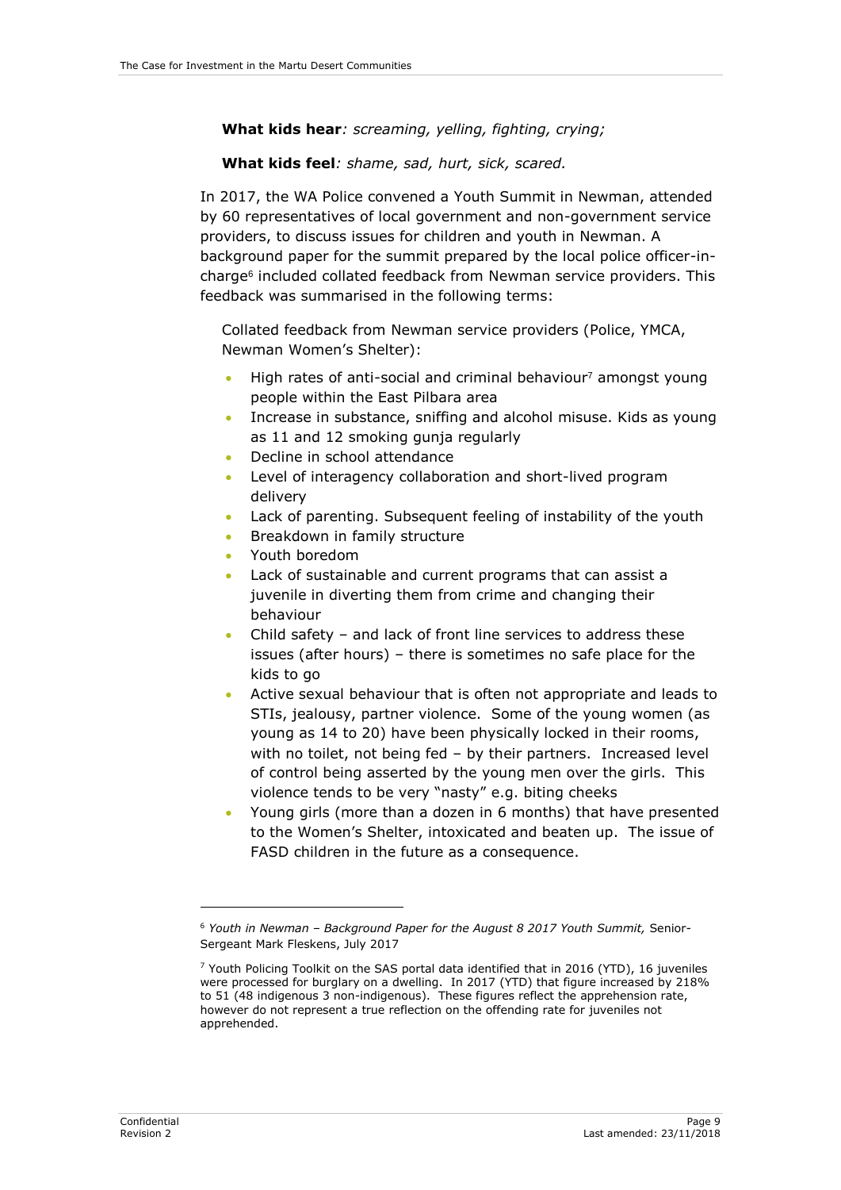**What kids hear***: screaming, yelling, fighting, crying;*

**What kids feel***: shame, sad, hurt, sick, scared.*

In 2017, the WA Police convened a Youth Summit in Newman, attended by 60 representatives of local government and non-government service providers, to discuss issues for children and youth in Newman. A background paper for the summit prepared by the local police officer-in-charge[6] included collated feedback from Newman service providers. This feedback was summarised in the following terms:

> Collated feedback from Newman service providers (Police, YMCA, Newman Women's Shelter):
>
> - High rates of anti-social and criminal behaviour[7] amongst young people within the East Pilbara area
> - Increase in substance, sniffing and alcohol misuse. Kids as young as 11 and 12 smoking gunja regularly
> - Decline in school attendance
> - Level of interagency collaboration and short-lived program delivery
> - Lack of parenting. Subsequent feeling of instability of the youth
> - Breakdown in family structure
> - Youth boredom
> - Lack of sustainable and current programs that can assist a juvenile in diverting them from crime and changing their behaviour
> - Child safety – and lack of front line services to address these issues (after hours) – there is sometimes no safe place for the kids to go
> - Active sexual behaviour that is often not appropriate and leads to STIs, jealousy, partner violence. Some of the young women (as young as 14 to 20) have been physically locked in their rooms, with no toilet, not being fed – by their partners. Increased level of control being asserted by the young men over the girls. This violence tends to be very "nasty" e.g. biting cheeks
> - Young girls (more than a dozen in 6 months) that have presented to the Women's Shelter, intoxicated and beaten up. The issue of FASD children in the future as a consequence.

---

[6] *Youth in Newman – Background Paper for the August 8 2017 Youth Summit,* Senior-Sergeant Mark Fleskens, July 2017

[7] Youth Policing Toolkit on the SAS portal data identified that in 2016 (YTD), 16 juveniles were processed for burglary on a dwelling. In 2017 (YTD) that figure increased by 218% to 51 (48 indigenous 3 non-indigenous). These figures reflect the apprehension rate, however do not represent a true reflection on the offending rate for juveniles not apprehended.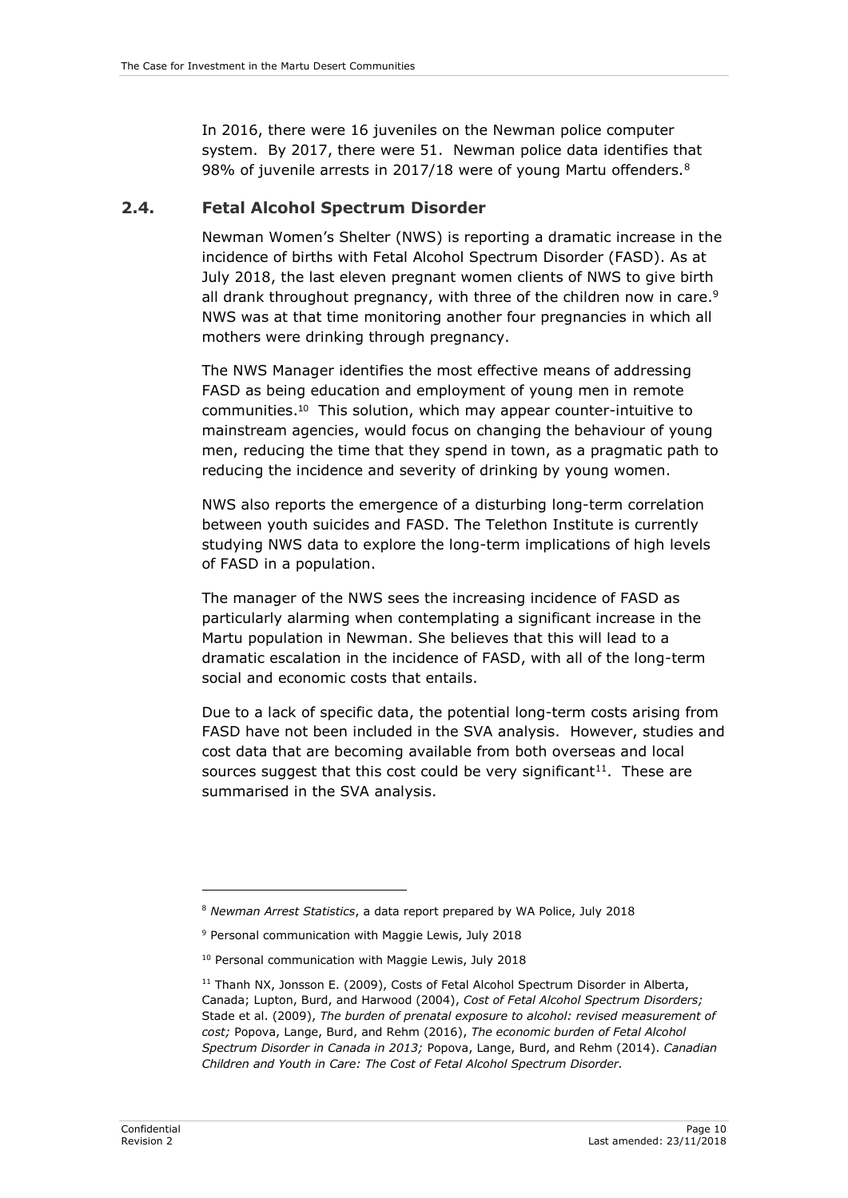In 2016, there were 16 juveniles on the Newman police computer system. By 2017, there were 51. Newman police data identifies that 98% of juvenile arrests in 2017/18 were of young Martu offenders.[8]

## 2.4. Fetal Alcohol Spectrum Disorder

Newman Women's Shelter (NWS) is reporting a dramatic increase in the incidence of births with Fetal Alcohol Spectrum Disorder (FASD). As at July 2018, the last eleven pregnant women clients of NWS to give birth all drank throughout pregnancy, with three of the children now in care.[9] NWS was at that time monitoring another four pregnancies in which all mothers were drinking through pregnancy.

The NWS Manager identifies the most effective means of addressing FASD as being education and employment of young men in remote communities.[10] This solution, which may appear counter-intuitive to mainstream agencies, would focus on changing the behaviour of young men, reducing the time that they spend in town, as a pragmatic path to reducing the incidence and severity of drinking by young women.

NWS also reports the emergence of a disturbing long-term correlation between youth suicides and FASD. The Telethon Institute is currently studying NWS data to explore the long-term implications of high levels of FASD in a population.

The manager of the NWS sees the increasing incidence of FASD as particularly alarming when contemplating a significant increase in the Martu population in Newman. She believes that this will lead to a dramatic escalation in the incidence of FASD, with all of the long-term social and economic costs that entails.

Due to a lack of specific data, the potential long-term costs arising from FASD have not been included in the SVA analysis. However, studies and cost data that are becoming available from both overseas and local sources suggest that this cost could be very significant[11]. These are summarised in the SVA analysis.

---

[8] *Newman Arrest Statistics*, a data report prepared by WA Police, July 2018

[9] Personal communication with Maggie Lewis, July 2018

[10] Personal communication with Maggie Lewis, July 2018

[11] Thanh NX, Jonsson E. (2009), Costs of Fetal Alcohol Spectrum Disorder in Alberta, Canada; Lupton, Burd, and Harwood (2004), *Cost of Fetal Alcohol Spectrum Disorders;* Stade et al. (2009), *The burden of prenatal exposure to alcohol: revised measurement of cost;* Popova, Lange, Burd, and Rehm (2016), *The economic burden of Fetal Alcohol Spectrum Disorder in Canada in 2013;* Popova, Lange, Burd, and Rehm (2014). *Canadian Children and Youth in Care: The Cost of Fetal Alcohol Spectrum Disorder.*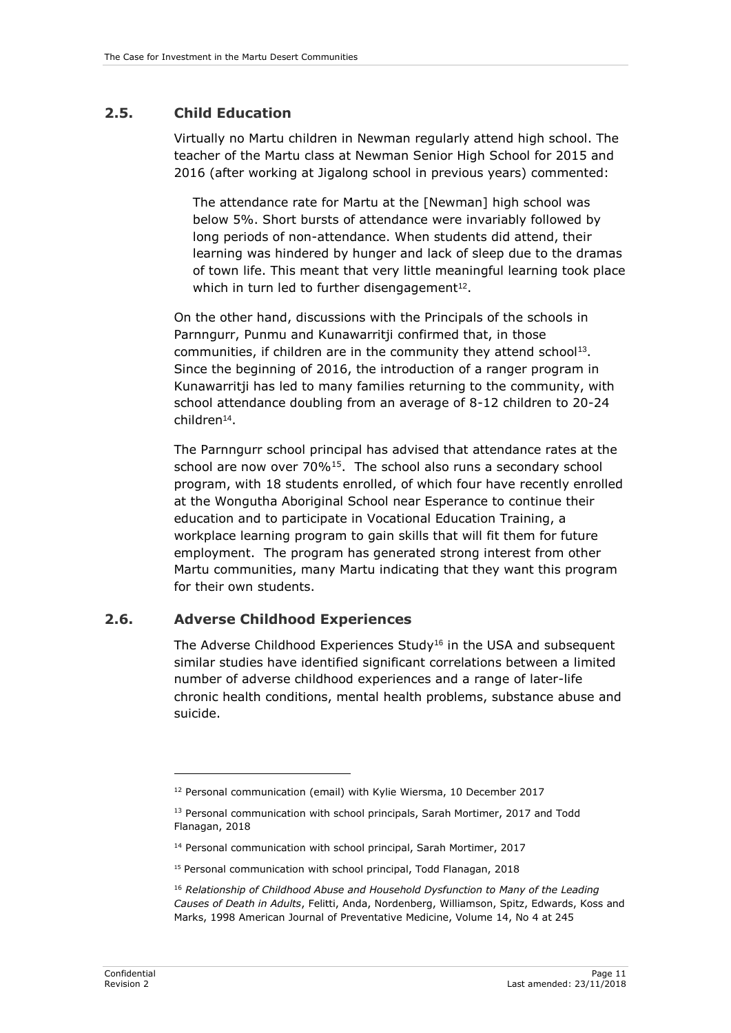## 2.5. Child Education

Virtually no Martu children in Newman regularly attend high school. The teacher of the Martu class at Newman Senior High School for 2015 and 2016 (after working at Jigalong school in previous years) commented:

> The attendance rate for Martu at the [Newman] high school was below 5%. Short bursts of attendance were invariably followed by long periods of non-attendance. When students did attend, their learning was hindered by hunger and lack of sleep due to the dramas of town life. This meant that very little meaningful learning took place which in turn led to further disengagement[12].

On the other hand, discussions with the Principals of the schools in Parnngurr, Punmu and Kunawarritji confirmed that, in those communities, if children are in the community they attend school[13]. Since the beginning of 2016, the introduction of a ranger program in Kunawarritji has led to many families returning to the community, with school attendance doubling from an average of 8-12 children to 20-24 children[14].

The Parnngurr school principal has advised that attendance rates at the school are now over 70%[15]. The school also runs a secondary school program, with 18 students enrolled, of which four have recently enrolled at the Wongutha Aboriginal School near Esperance to continue their education and to participate in Vocational Education Training, a workplace learning program to gain skills that will fit them for future employment. The program has generated strong interest from other Martu communities, many Martu indicating that they want this program for their own students.

## 2.6. Adverse Childhood Experiences

The Adverse Childhood Experiences Study[16] in the USA and subsequent similar studies have identified significant correlations between a limited number of adverse childhood experiences and a range of later-life chronic health conditions, mental health problems, substance abuse and suicide.

---

[12] Personal communication (email) with Kylie Wiersma, 10 December 2017

[13] Personal communication with school principals, Sarah Mortimer, 2017 and Todd Flanagan, 2018

[14] Personal communication with school principal, Sarah Mortimer, 2017

[15] Personal communication with school principal, Todd Flanagan, 2018

[16] *Relationship of Childhood Abuse and Household Dysfunction to Many of the Leading Causes of Death in Adults*, Felitti, Anda, Nordenberg, Williamson, Spitz, Edwards, Koss and Marks, 1998 American Journal of Preventative Medicine, Volume 14, No 4 at 245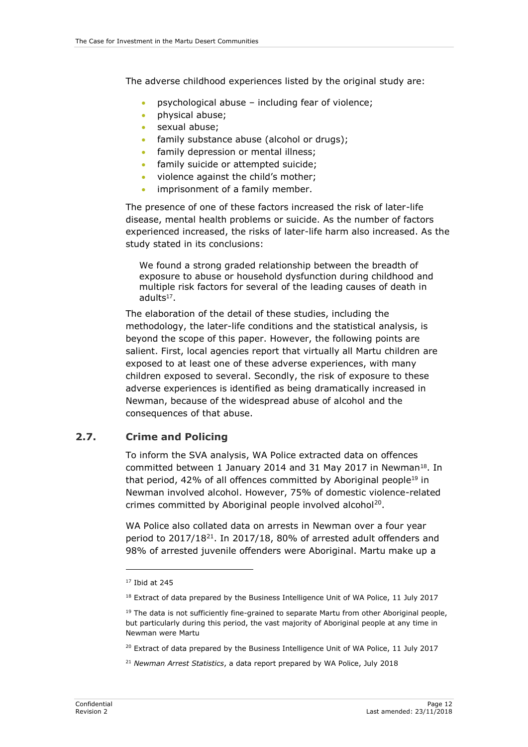The adverse childhood experiences listed by the original study are:

- psychological abuse – including fear of violence;
- physical abuse;
- sexual abuse;
- family substance abuse (alcohol or drugs);
- family depression or mental illness;
- family suicide or attempted suicide;
- violence against the child's mother;
- imprisonment of a family member.

The presence of one of these factors increased the risk of later-life disease, mental health problems or suicide. As the number of factors experienced increased, the risks of later-life harm also increased. As the study stated in its conclusions:

> We found a strong graded relationship between the breadth of exposure to abuse or household dysfunction during childhood and multiple risk factors for several of the leading causes of death in adults[17].

The elaboration of the detail of these studies, including the methodology, the later-life conditions and the statistical analysis, is beyond the scope of this paper. However, the following points are salient. First, local agencies report that virtually all Martu children are exposed to at least one of these adverse experiences, with many children exposed to several. Secondly, the risk of exposure to these adverse experiences is identified as being dramatically increased in Newman, because of the widespread abuse of alcohol and the consequences of that abuse.

## 2.7. Crime and Policing

To inform the SVA analysis, WA Police extracted data on offences committed between 1 January 2014 and 31 May 2017 in Newman[18]. In that period, 42% of all offences committed by Aboriginal people[19] in Newman involved alcohol. However, 75% of domestic violence-related crimes committed by Aboriginal people involved alcohol[20].

WA Police also collated data on arrests in Newman over a four year period to 2017/18[21]. In 2017/18, 80% of arrested adult offenders and 98% of arrested juvenile offenders were Aboriginal. Martu make up a

---

[17] Ibid at 245

[18] Extract of data prepared by the Business Intelligence Unit of WA Police, 11 July 2017

[19] The data is not sufficiently fine-grained to separate Martu from other Aboriginal people, but particularly during this period, the vast majority of Aboriginal people at any time in Newman were Martu

[20] Extract of data prepared by the Business Intelligence Unit of WA Police, 11 July 2017

[21] *Newman Arrest Statistics*, a data report prepared by WA Police, July 2018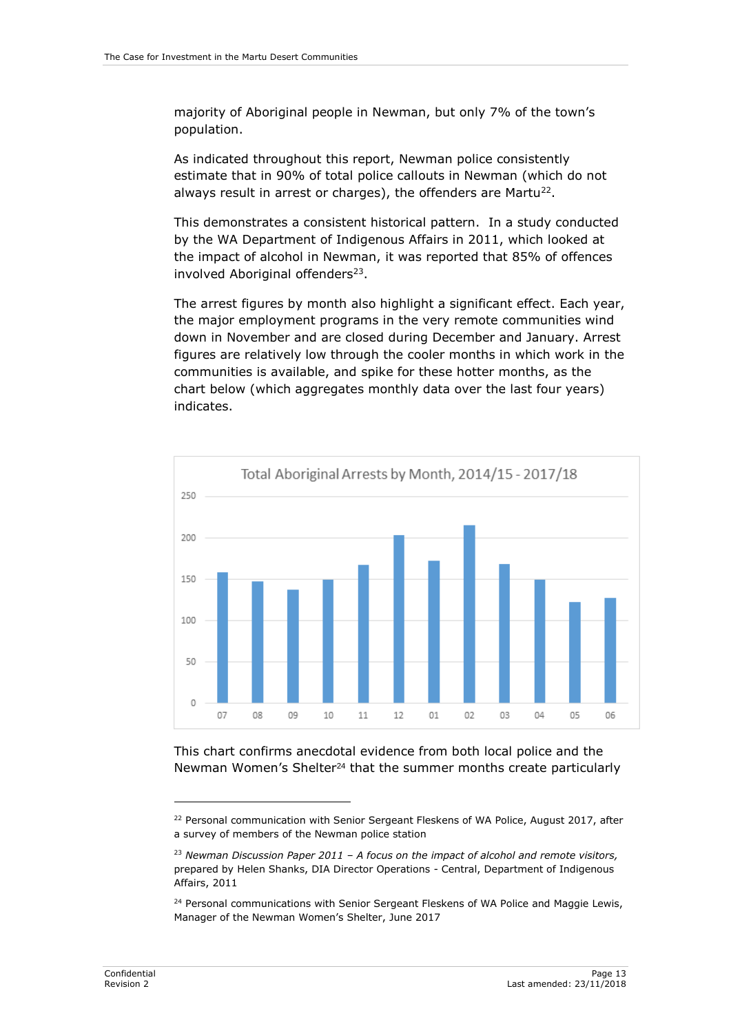majority of Aboriginal people in Newman, but only 7% of the town's population.

As indicated throughout this report, Newman police consistently estimate that in 90% of total police callouts in Newman (which do not always result in arrest or charges), the offenders are Martu[22].

This demonstrates a consistent historical pattern. In a study conducted by the WA Department of Indigenous Affairs in 2011, which looked at the impact of alcohol in Newman, it was reported that 85% of offences involved Aboriginal offenders[23].

The arrest figures by month also highlight a significant effect. Each year, the major employment programs in the very remote communities wind down in November and are closed during December and January. Arrest figures are relatively low through the cooler months in which work in the communities is available, and spike for these hotter months, as the chart below (which aggregates monthly data over the last four years) indicates.

Total Aboriginal Arrests by Month, 2014/15 - 2017/18

This chart confirms anecdotal evidence from both local police and the Newman Women's Shelter[24] that the summer months create particularly

---

[22] Personal communication with Senior Sergeant Fleskens of WA Police, August 2017, after a survey of members of the Newman police station

[23] *Newman Discussion Paper 2011 – A focus on the impact of alcohol and remote visitors,* prepared by Helen Shanks, DIA Director Operations - Central, Department of Indigenous Affairs, 2011

[24] Personal communications with Senior Sergeant Fleskens of WA Police and Maggie Lewis, Manager of the Newman Women's Shelter, June 2017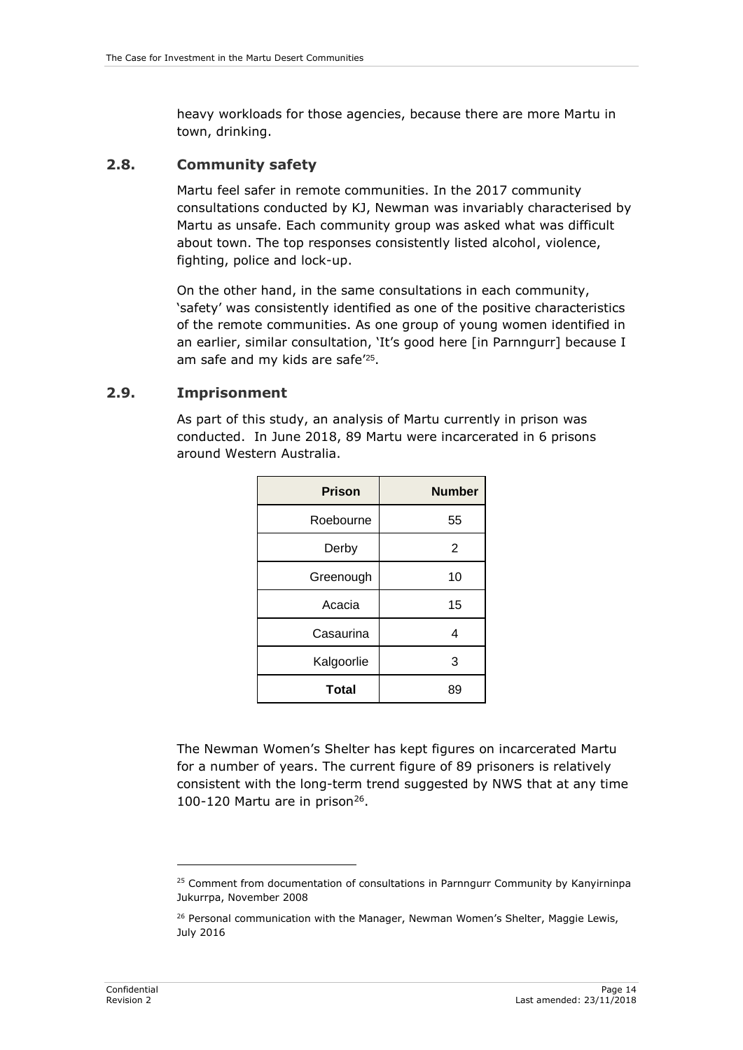heavy workloads for those agencies, because there are more Martu in town, drinking.

## 2.8. Community safety

Martu feel safer in remote communities. In the 2017 community consultations conducted by KJ, Newman was invariably characterised by Martu as unsafe. Each community group was asked what was difficult about town. The top responses consistently listed alcohol, violence, fighting, police and lock-up.

On the other hand, in the same consultations in each community, 'safety' was consistently identified as one of the positive characteristics of the remote communities. As one group of young women identified in an earlier, similar consultation, 'It's good here [in Parnngurr] because I am safe and my kids are safe'[25].

## 2.9. Imprisonment

As part of this study, an analysis of Martu currently in prison was conducted. In June 2018, 89 Martu were incarcerated in 6 prisons around Western Australia.

| Prison | Number |
|---|---|
| Roebourne | 55 |
| Derby | 2 |
| Greenough | 10 |
| Acacia | 15 |
| Casaurina | 4 |
| Kalgoorlie | 3 |
| **Total** | 89 |

The Newman Women's Shelter has kept figures on incarcerated Martu for a number of years. The current figure of 89 prisoners is relatively consistent with the long-term trend suggested by NWS that at any time 100-120 Martu are in prison[26].

[25] Comment from documentation of consultations in Parnngurr Community by Kanyirninpa Jukurrpa, November 2008

[26] Personal communication with the Manager, Newman Women's Shelter, Maggie Lewis, July 2016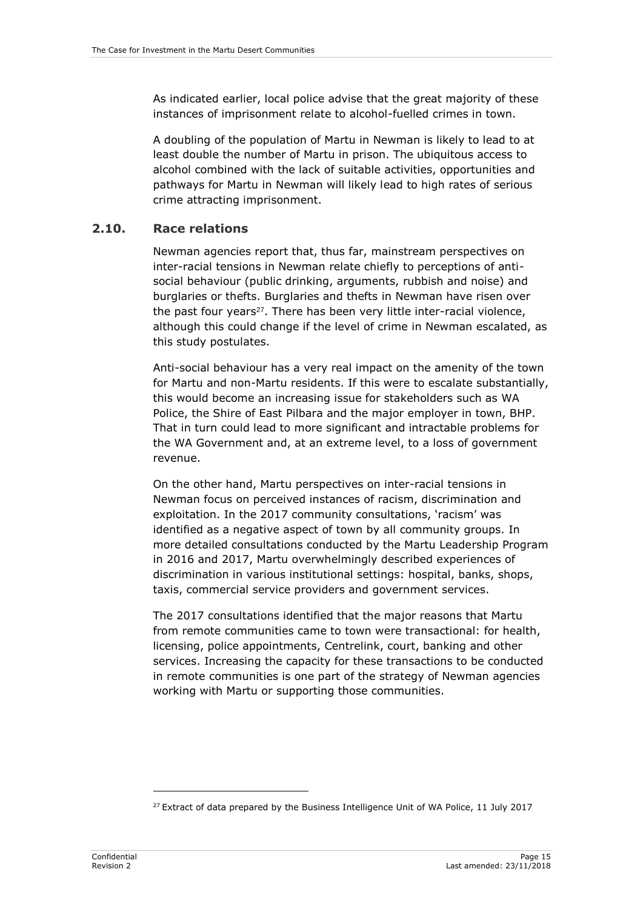As indicated earlier, local police advise that the great majority of these instances of imprisonment relate to alcohol-fuelled crimes in town.

A doubling of the population of Martu in Newman is likely to lead to at least double the number of Martu in prison. The ubiquitous access to alcohol combined with the lack of suitable activities, opportunities and pathways for Martu in Newman will likely lead to high rates of serious crime attracting imprisonment.

## 2.10. Race relations

Newman agencies report that, thus far, mainstream perspectives on inter-racial tensions in Newman relate chiefly to perceptions of anti-social behaviour (public drinking, arguments, rubbish and noise) and burglaries or thefts. Burglaries and thefts in Newman have risen over the past four years[27]. There has been very little inter-racial violence, although this could change if the level of crime in Newman escalated, as this study postulates.

Anti-social behaviour has a very real impact on the amenity of the town for Martu and non-Martu residents. If this were to escalate substantially, this would become an increasing issue for stakeholders such as WA Police, the Shire of East Pilbara and the major employer in town, BHP. That in turn could lead to more significant and intractable problems for the WA Government and, at an extreme level, to a loss of government revenue.

On the other hand, Martu perspectives on inter-racial tensions in Newman focus on perceived instances of racism, discrimination and exploitation. In the 2017 community consultations, 'racism' was identified as a negative aspect of town by all community groups. In more detailed consultations conducted by the Martu Leadership Program in 2016 and 2017, Martu overwhelmingly described experiences of discrimination in various institutional settings: hospital, banks, shops, taxis, commercial service providers and government services.

The 2017 consultations identified that the major reasons that Martu from remote communities came to town were transactional: for health, licensing, police appointments, Centrelink, court, banking and other services. Increasing the capacity for these transactions to be conducted in remote communities is one part of the strategy of Newman agencies working with Martu or supporting those communities.

---

[27] Extract of data prepared by the Business Intelligence Unit of WA Police, 11 July 2017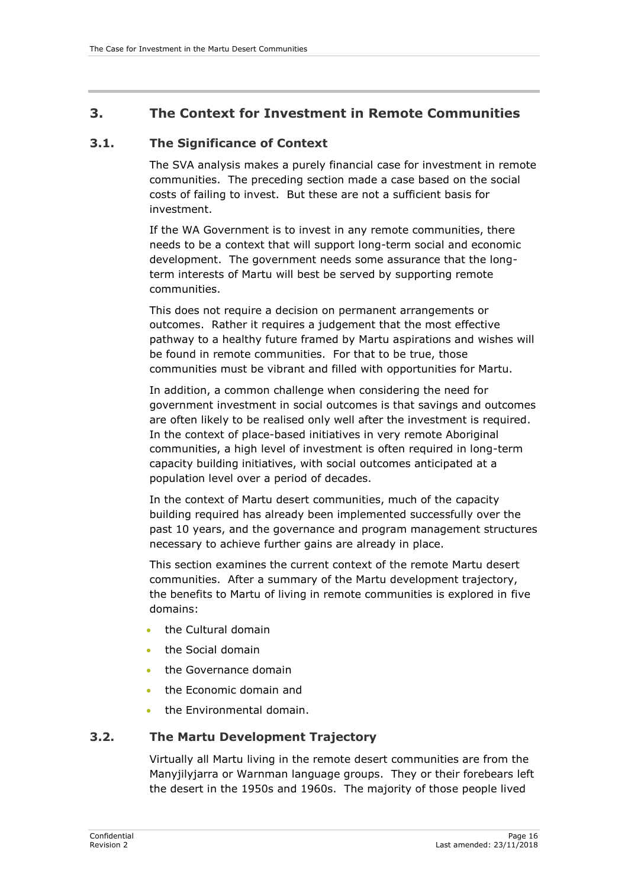# 3. The Context for Investment in Remote Communities

## 3.1. The Significance of Context

The SVA analysis makes a purely financial case for investment in remote communities. The preceding section made a case based on the social costs of failing to invest. But these are not a sufficient basis for investment.

If the WA Government is to invest in any remote communities, there needs to be a context that will support long-term social and economic development. The government needs some assurance that the long-term interests of Martu will best be served by supporting remote communities.

This does not require a decision on permanent arrangements or outcomes. Rather it requires a judgement that the most effective pathway to a healthy future framed by Martu aspirations and wishes will be found in remote communities. For that to be true, those communities must be vibrant and filled with opportunities for Martu.

In addition, a common challenge when considering the need for government investment in social outcomes is that savings and outcomes are often likely to be realised only well after the investment is required. In the context of place-based initiatives in very remote Aboriginal communities, a high level of investment is often required in long-term capacity building initiatives, with social outcomes anticipated at a population level over a period of decades.

In the context of Martu desert communities, much of the capacity building required has already been implemented successfully over the past 10 years, and the governance and program management structures necessary to achieve further gains are already in place.

This section examines the current context of the remote Martu desert communities. After a summary of the Martu development trajectory, the benefits to Martu of living in remote communities is explored in five domains:

- the Cultural domain
- the Social domain
- the Governance domain
- the Economic domain and
- the Environmental domain.

## 3.2. The Martu Development Trajectory

Virtually all Martu living in the remote desert communities are from the Manyjilyjarra or Warnman language groups. They or their forebears left the desert in the 1950s and 1960s. The majority of those people lived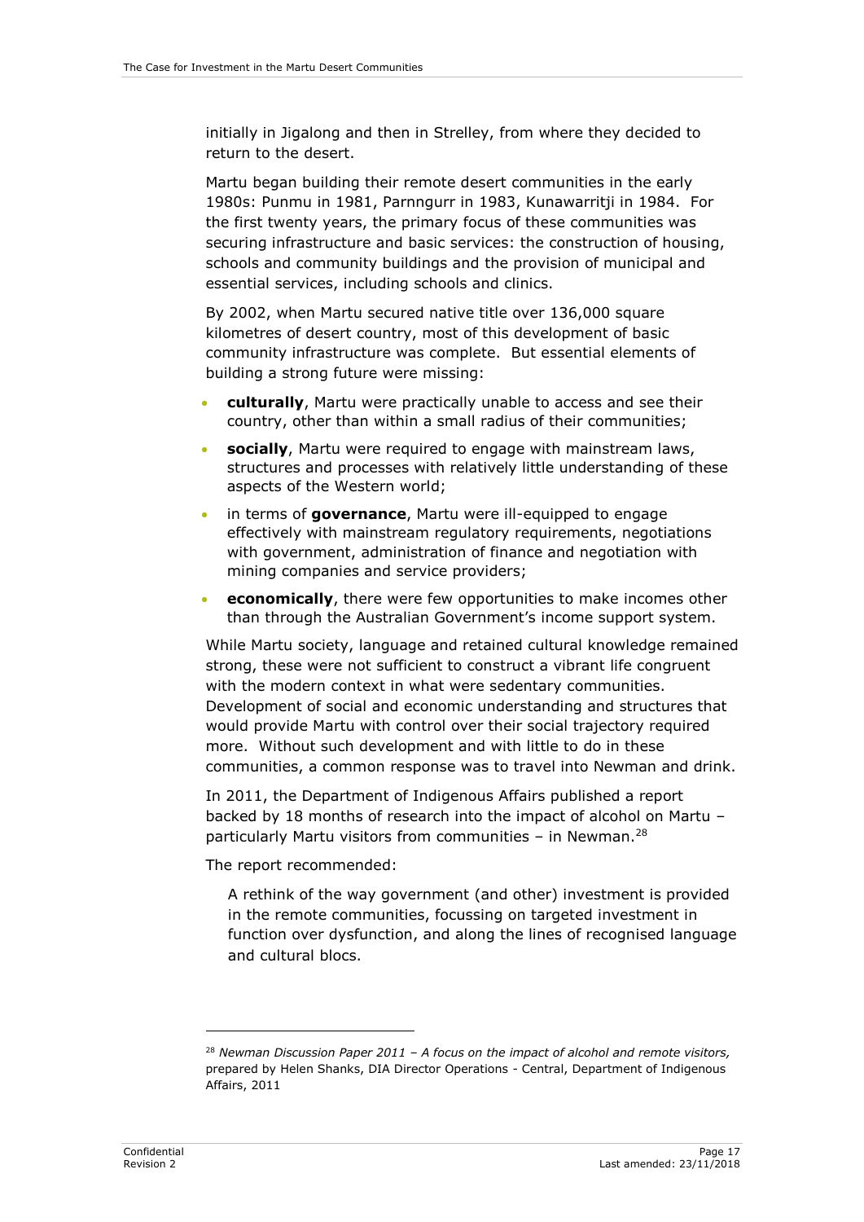initially in Jigalong and then in Strelley, from where they decided to return to the desert.

Martu began building their remote desert communities in the early 1980s: Punmu in 1981, Parnngurr in 1983, Kunawarritji in 1984. For the first twenty years, the primary focus of these communities was securing infrastructure and basic services: the construction of housing, schools and community buildings and the provision of municipal and essential services, including schools and clinics.

By 2002, when Martu secured native title over 136,000 square kilometres of desert country, most of this development of basic community infrastructure was complete. But essential elements of building a strong future were missing:

- **culturally**, Martu were practically unable to access and see their country, other than within a small radius of their communities;
- **socially**, Martu were required to engage with mainstream laws, structures and processes with relatively little understanding of these aspects of the Western world;
- in terms of **governance**, Martu were ill-equipped to engage effectively with mainstream regulatory requirements, negotiations with government, administration of finance and negotiation with mining companies and service providers;
- **economically**, there were few opportunities to make incomes other than through the Australian Government's income support system.

While Martu society, language and retained cultural knowledge remained strong, these were not sufficient to construct a vibrant life congruent with the modern context in what were sedentary communities. Development of social and economic understanding and structures that would provide Martu with control over their social trajectory required more. Without such development and with little to do in these communities, a common response was to travel into Newman and drink.

In 2011, the Department of Indigenous Affairs published a report backed by 18 months of research into the impact of alcohol on Martu – particularly Martu visitors from communities – in Newman.[28]

The report recommended:

> A rethink of the way government (and other) investment is provided in the remote communities, focussing on targeted investment in function over dysfunction, and along the lines of recognised language and cultural blocs.

[28] *Newman Discussion Paper 2011 – A focus on the impact of alcohol and remote visitors,* prepared by Helen Shanks, DIA Director Operations - Central, Department of Indigenous Affairs, 2011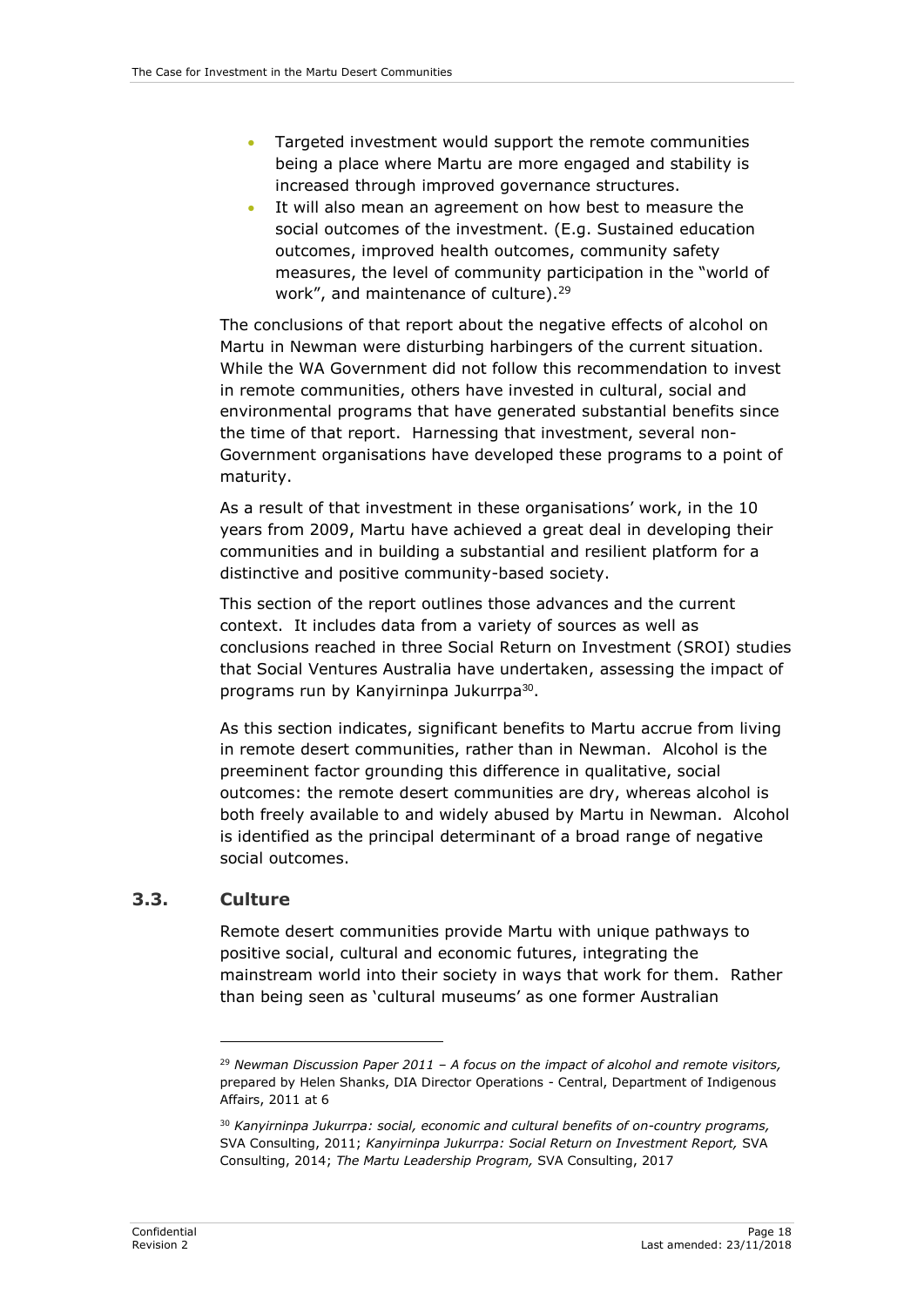- Targeted investment would support the remote communities being a place where Martu are more engaged and stability is increased through improved governance structures.
- It will also mean an agreement on how best to measure the social outcomes of the investment. (E.g. Sustained education outcomes, improved health outcomes, community safety measures, the level of community participation in the "world of work", and maintenance of culture).[29]

The conclusions of that report about the negative effects of alcohol on Martu in Newman were disturbing harbingers of the current situation. While the WA Government did not follow this recommendation to invest in remote communities, others have invested in cultural, social and environmental programs that have generated substantial benefits since the time of that report. Harnessing that investment, several non-Government organisations have developed these programs to a point of maturity.

As a result of that investment in these organisations' work, in the 10 years from 2009, Martu have achieved a great deal in developing their communities and in building a substantial and resilient platform for a distinctive and positive community-based society.

This section of the report outlines those advances and the current context. It includes data from a variety of sources as well as conclusions reached in three Social Return on Investment (SROI) studies that Social Ventures Australia have undertaken, assessing the impact of programs run by Kanyirninpa Jukurrpa[30].

As this section indicates, significant benefits to Martu accrue from living in remote desert communities, rather than in Newman. Alcohol is the preeminent factor grounding this difference in qualitative, social outcomes: the remote desert communities are dry, whereas alcohol is both freely available to and widely abused by Martu in Newman. Alcohol is identified as the principal determinant of a broad range of negative social outcomes.

## 3.3. Culture

Remote desert communities provide Martu with unique pathways to positive social, cultural and economic futures, integrating the mainstream world into their society in ways that work for them. Rather than being seen as 'cultural museums' as one former Australian

---

[29] *Newman Discussion Paper 2011 – A focus on the impact of alcohol and remote visitors,* prepared by Helen Shanks, DIA Director Operations - Central, Department of Indigenous Affairs, 2011 at 6

[30] *Kanyirninpa Jukurrpa: social, economic and cultural benefits of on-country programs,* SVA Consulting, 2011; *Kanyirninpa Jukurrpa: Social Return on Investment Report,* SVA Consulting, 2014; *The Martu Leadership Program,* SVA Consulting, 2017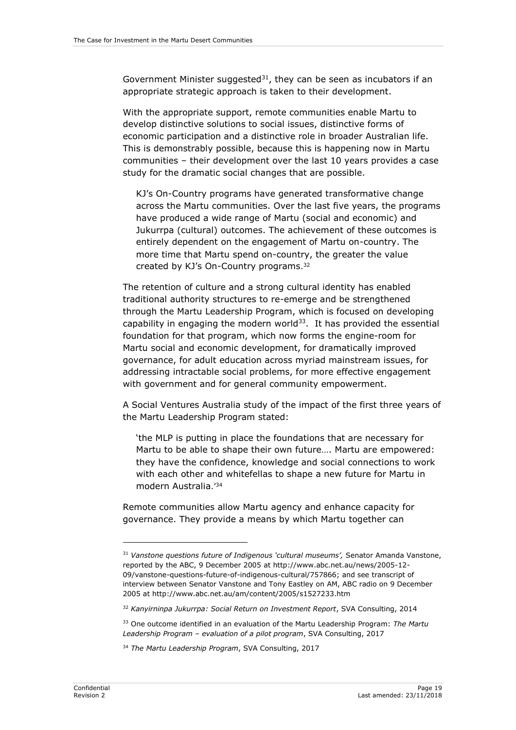Government Minister suggested[31], they can be seen as incubators if an appropriate strategic approach is taken to their development.

With the appropriate support, remote communities enable Martu to develop distinctive solutions to social issues, distinctive forms of economic participation and a distinctive role in broader Australian life. This is demonstrably possible, because this is happening now in Martu communities – their development over the last 10 years provides a case study for the dramatic social changes that are possible.

> KJ's On-Country programs have generated transformative change across the Martu communities. Over the last five years, the programs have produced a wide range of Martu (social and economic) and Jukurrpa (cultural) outcomes. The achievement of these outcomes is entirely dependent on the engagement of Martu on-country. The more time that Martu spend on-country, the greater the value created by KJ's On-Country programs.[32]

The retention of culture and a strong cultural identity has enabled traditional authority structures to re-emerge and be strengthened through the Martu Leadership Program, which is focused on developing capability in engaging the modern world[33]. It has provided the essential foundation for that program, which now forms the engine-room for Martu social and economic development, for dramatically improved governance, for adult education across myriad mainstream issues, for addressing intractable social problems, for more effective engagement with government and for general community empowerment.

A Social Ventures Australia study of the impact of the first three years of the Martu Leadership Program stated:

> 'the MLP is putting in place the foundations that are necessary for Martu to be able to shape their own future…. Martu are empowered: they have the confidence, knowledge and social connections to work with each other and whitefellas to shape a new future for Martu in modern Australia.'[34]

Remote communities allow Martu agency and enhance capacity for governance. They provide a means by which Martu together can

---

[31] *Vanstone questions future of Indigenous 'cultural museums',* Senator Amanda Vanstone, reported by the ABC, 9 December 2005 at http://www.abc.net.au/news/2005-12-09/vanstone-questions-future-of-indigenous-cultural/757866; and see transcript of interview between Senator Vanstone and Tony Eastley on AM, ABC radio on 9 December 2005 at http://www.abc.net.au/am/content/2005/s1527233.htm

[32] *Kanyirninpa Jukurrpa: Social Return on Investment Report*, SVA Consulting, 2014

[33] One outcome identified in an evaluation of the Martu Leadership Program: *The Martu Leadership Program – evaluation of a pilot program*, SVA Consulting, 2017

[34] *The Martu Leadership Program*, SVA Consulting, 2017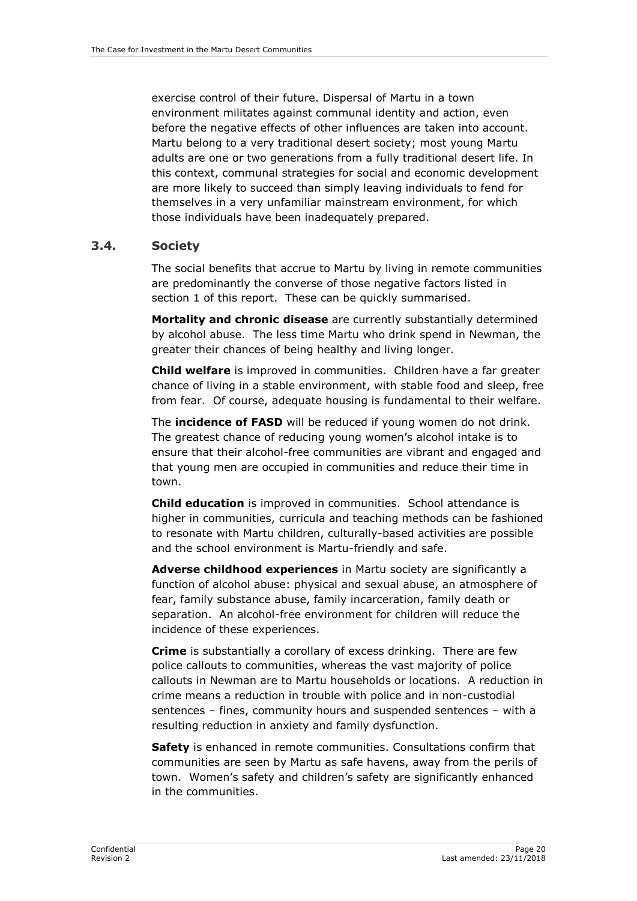exercise control of their future. Dispersal of Martu in a town environment militates against communal identity and action, even before the negative effects of other influences are taken into account. Martu belong to a very traditional desert society; most young Martu adults are one or two generations from a fully traditional desert life. In this context, communal strategies for social and economic development are more likely to succeed than simply leaving individuals to fend for themselves in a very unfamiliar mainstream environment, for which those individuals have been inadequately prepared.

### 3.4. Society

The social benefits that accrue to Martu by living in remote communities are predominantly the converse of those negative factors listed in section 1 of this report. These can be quickly summarised.

**Mortality and chronic disease** are currently substantially determined by alcohol abuse. The less time Martu who drink spend in Newman, the greater their chances of being healthy and living longer.

**Child welfare** is improved in communities. Children have a far greater chance of living in a stable environment, with stable food and sleep, free from fear. Of course, adequate housing is fundamental to their welfare.

The **incidence of FASD** will be reduced if young women do not drink. The greatest chance of reducing young women's alcohol intake is to ensure that their alcohol-free communities are vibrant and engaged and that young men are occupied in communities and reduce their time in town.

**Child education** is improved in communities. School attendance is higher in communities, curricula and teaching methods can be fashioned to resonate with Martu children, culturally-based activities are possible and the school environment is Martu-friendly and safe.

**Adverse childhood experiences** in Martu society are significantly a function of alcohol abuse: physical and sexual abuse, an atmosphere of fear, family substance abuse, family incarceration, family death or separation. An alcohol-free environment for children will reduce the incidence of these experiences.

**Crime** is substantially a corollary of excess drinking. There are few police callouts to communities, whereas the vast majority of police callouts in Newman are to Martu households or locations. A reduction in crime means a reduction in trouble with police and in non-custodial sentences – fines, community hours and suspended sentences – with a resulting reduction in anxiety and family dysfunction.

**Safety** is enhanced in remote communities. Consultations confirm that communities are seen by Martu as safe havens, away from the perils of town. Women's safety and children's safety are significantly enhanced in the communities.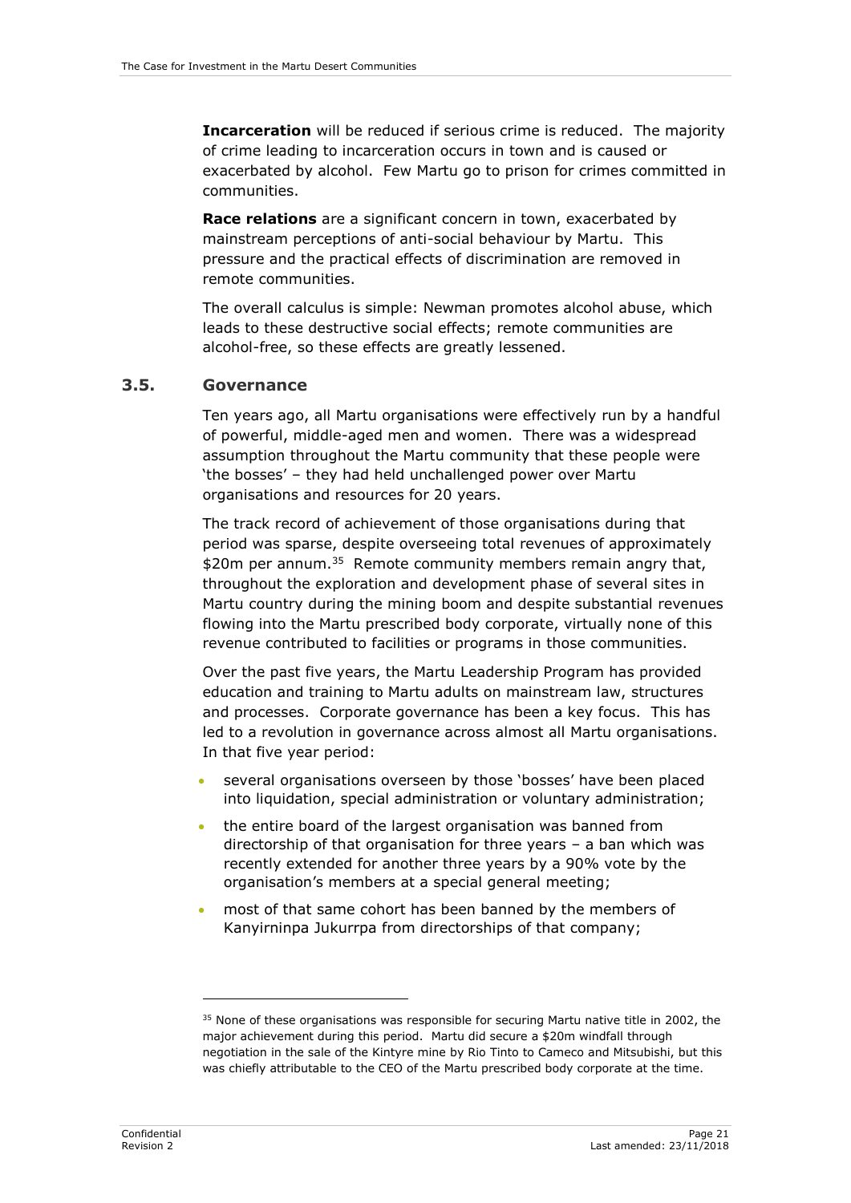**Incarceration** will be reduced if serious crime is reduced. The majority of crime leading to incarceration occurs in town and is caused or exacerbated by alcohol. Few Martu go to prison for crimes committed in communities.

**Race relations** are a significant concern in town, exacerbated by mainstream perceptions of anti-social behaviour by Martu. This pressure and the practical effects of discrimination are removed in remote communities.

The overall calculus is simple: Newman promotes alcohol abuse, which leads to these destructive social effects; remote communities are alcohol-free, so these effects are greatly lessened.

## 3.5. Governance

Ten years ago, all Martu organisations were effectively run by a handful of powerful, middle-aged men and women. There was a widespread assumption throughout the Martu community that these people were 'the bosses' – they had held unchallenged power over Martu organisations and resources for 20 years.

The track record of achievement of those organisations during that period was sparse, despite overseeing total revenues of approximately $20m per annum.[35] Remote community members remain angry that, throughout the exploration and development phase of several sites in Martu country during the mining boom and despite substantial revenues flowing into the Martu prescribed body corporate, virtually none of this revenue contributed to facilities or programs in those communities.

Over the past five years, the Martu Leadership Program has provided education and training to Martu adults on mainstream law, structures and processes. Corporate governance has been a key focus. This has led to a revolution in governance across almost all Martu organisations. In that five year period:

- several organisations overseen by those 'bosses' have been placed into liquidation, special administration or voluntary administration;
- the entire board of the largest organisation was banned from directorship of that organisation for three years – a ban which was recently extended for another three years by a 90% vote by the organisation's members at a special general meeting;
- most of that same cohort has been banned by the members of Kanyirninpa Jukurrpa from directorships of that company;

[35] None of these organisations was responsible for securing Martu native title in 2002, the major achievement during this period. Martu did secure a $20m windfall through negotiation in the sale of the Kintyre mine by Rio Tinto to Cameco and Mitsubishi, but this was chiefly attributable to the CEO of the Martu prescribed body corporate at the time.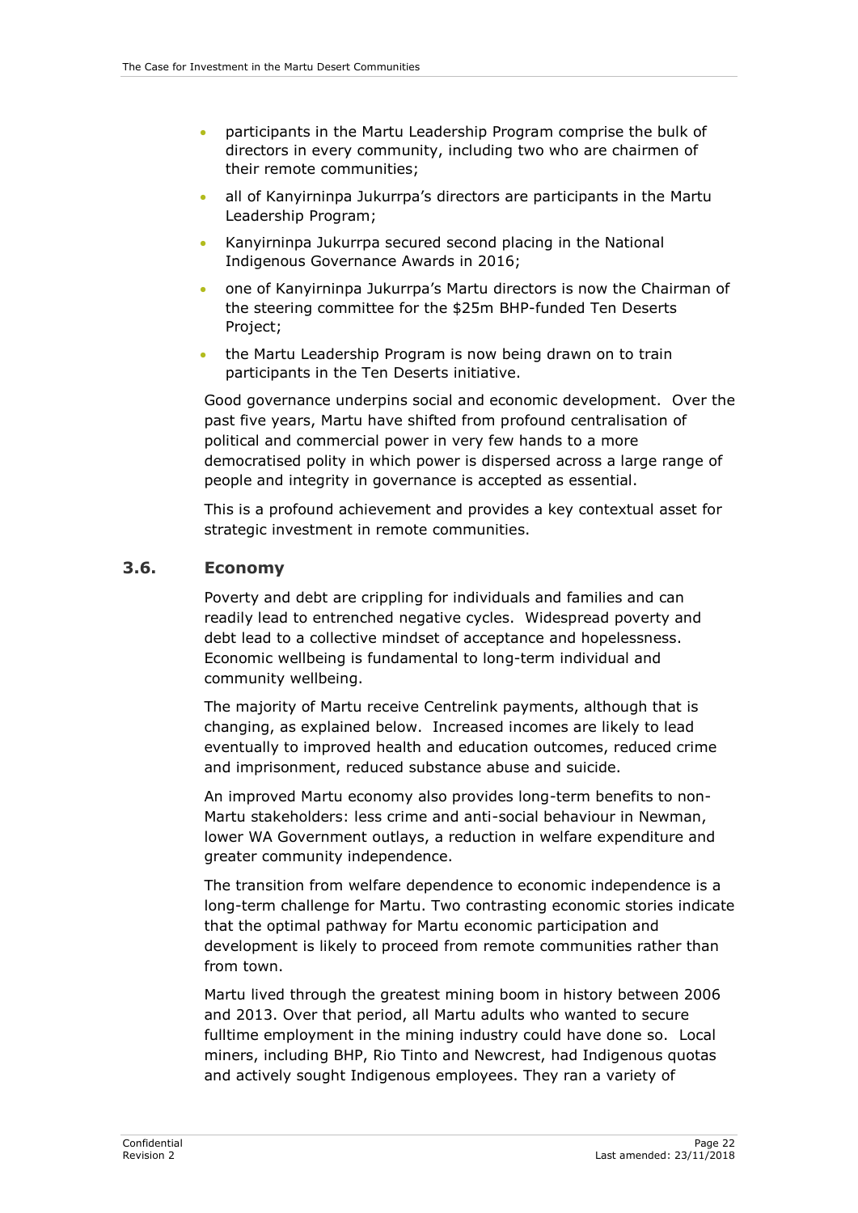- participants in the Martu Leadership Program comprise the bulk of directors in every community, including two who are chairmen of their remote communities;
- all of Kanyirninpa Jukurrpa's directors are participants in the Martu Leadership Program;
- Kanyirninpa Jukurrpa secured second placing in the National Indigenous Governance Awards in 2016;
- one of Kanyirninpa Jukurrpa's Martu directors is now the Chairman of the steering committee for the $25m BHP-funded Ten Deserts Project;
- the Martu Leadership Program is now being drawn on to train participants in the Ten Deserts initiative.

Good governance underpins social and economic development. Over the past five years, Martu have shifted from profound centralisation of political and commercial power in very few hands to a more democratised polity in which power is dispersed across a large range of people and integrity in governance is accepted as essential.

This is a profound achievement and provides a key contextual asset for strategic investment in remote communities.

### 3.6. Economy

Poverty and debt are crippling for individuals and families and can readily lead to entrenched negative cycles. Widespread poverty and debt lead to a collective mindset of acceptance and hopelessness. Economic wellbeing is fundamental to long-term individual and community wellbeing.

The majority of Martu receive Centrelink payments, although that is changing, as explained below. Increased incomes are likely to lead eventually to improved health and education outcomes, reduced crime and imprisonment, reduced substance abuse and suicide.

An improved Martu economy also provides long-term benefits to non-Martu stakeholders: less crime and anti-social behaviour in Newman, lower WA Government outlays, a reduction in welfare expenditure and greater community independence.

The transition from welfare dependence to economic independence is a long-term challenge for Martu. Two contrasting economic stories indicate that the optimal pathway for Martu economic participation and development is likely to proceed from remote communities rather than from town.

Martu lived through the greatest mining boom in history between 2006 and 2013. Over that period, all Martu adults who wanted to secure fulltime employment in the mining industry could have done so. Local miners, including BHP, Rio Tinto and Newcrest, had Indigenous quotas and actively sought Indigenous employees. They ran a variety of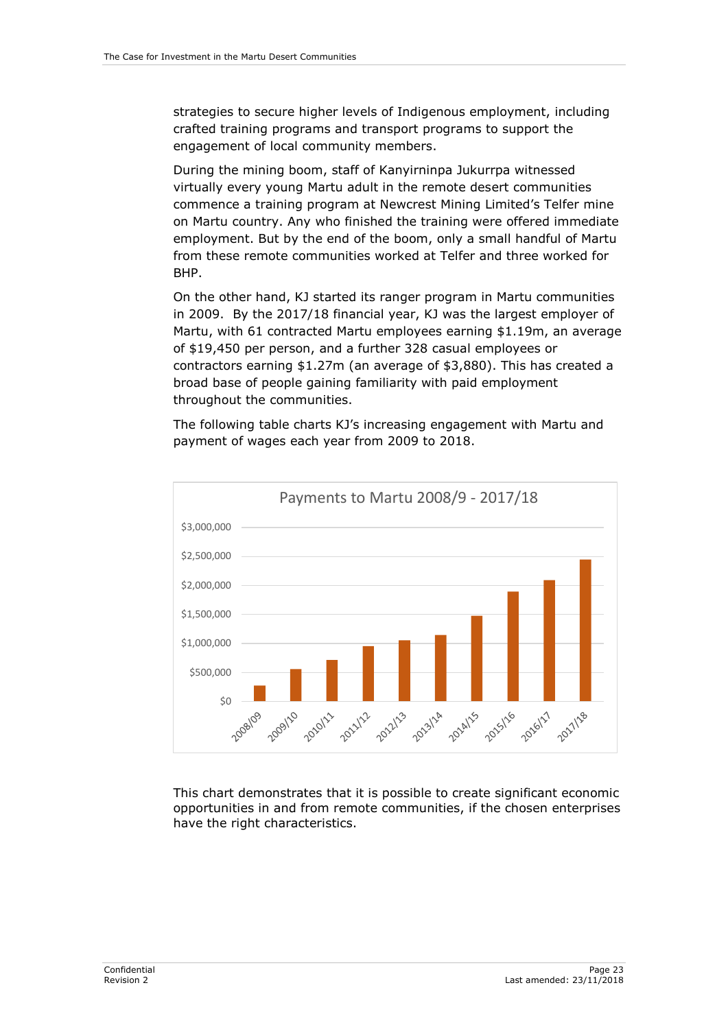strategies to secure higher levels of Indigenous employment, including crafted training programs and transport programs to support the engagement of local community members.

During the mining boom, staff of Kanyirninpa Jukurrpa witnessed virtually every young Martu adult in the remote desert communities commence a training program at Newcrest Mining Limited's Telfer mine on Martu country. Any who finished the training were offered immediate employment. But by the end of the boom, only a small handful of Martu from these remote communities worked at Telfer and three worked for BHP.

On the other hand, KJ started its ranger program in Martu communities in 2009. By the 2017/18 financial year, KJ was the largest employer of Martu, with 61 contracted Martu employees earning $1.19m, an average of $19,450 per person, and a further 328 casual employees or contractors earning $1.27m (an average of $3,880). This has created a broad base of people gaining familiarity with paid employment throughout the communities.

The following table charts KJ's increasing engagement with Martu and payment of wages each year from 2009 to 2018.

**Payments to Martu 2008/9 - 2017/18**

This chart demonstrates that it is possible to create significant economic opportunities in and from remote communities, if the chosen enterprises have the right characteristics.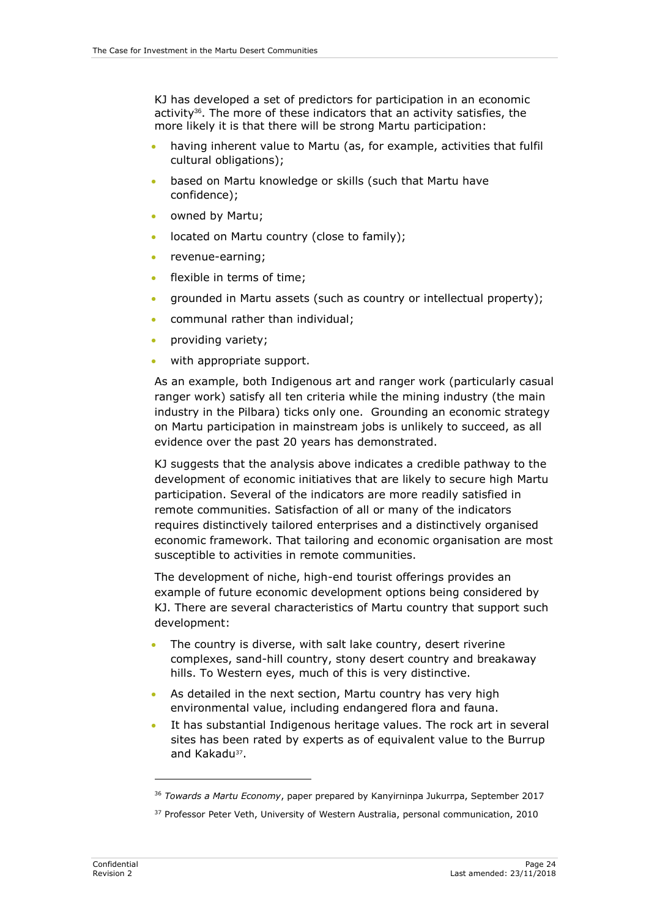KJ has developed a set of predictors for participation in an economic activity[36]. The more of these indicators that an activity satisfies, the more likely it is that there will be strong Martu participation:

- having inherent value to Martu (as, for example, activities that fulfil cultural obligations);
- based on Martu knowledge or skills (such that Martu have confidence);
- owned by Martu;
- located on Martu country (close to family);
- revenue-earning;
- flexible in terms of time;
- grounded in Martu assets (such as country or intellectual property);
- communal rather than individual;
- providing variety;
- with appropriate support.

As an example, both Indigenous art and ranger work (particularly casual ranger work) satisfy all ten criteria while the mining industry (the main industry in the Pilbara) ticks only one. Grounding an economic strategy on Martu participation in mainstream jobs is unlikely to succeed, as all evidence over the past 20 years has demonstrated.

KJ suggests that the analysis above indicates a credible pathway to the development of economic initiatives that are likely to secure high Martu participation. Several of the indicators are more readily satisfied in remote communities. Satisfaction of all or many of the indicators requires distinctively tailored enterprises and a distinctively organised economic framework. That tailoring and economic organisation are most susceptible to activities in remote communities.

The development of niche, high-end tourist offerings provides an example of future economic development options being considered by KJ. There are several characteristics of Martu country that support such development:

- The country is diverse, with salt lake country, desert riverine complexes, sand-hill country, stony desert country and breakaway hills. To Western eyes, much of this is very distinctive.
- As detailed in the next section, Martu country has very high environmental value, including endangered flora and fauna.
- It has substantial Indigenous heritage values. The rock art in several sites has been rated by experts as of equivalent value to the Burrup and Kakadu[37].

---

[36] *Towards a Martu Economy*, paper prepared by Kanyirninpa Jukurrpa, September 2017

[37] Professor Peter Veth, University of Western Australia, personal communication, 2010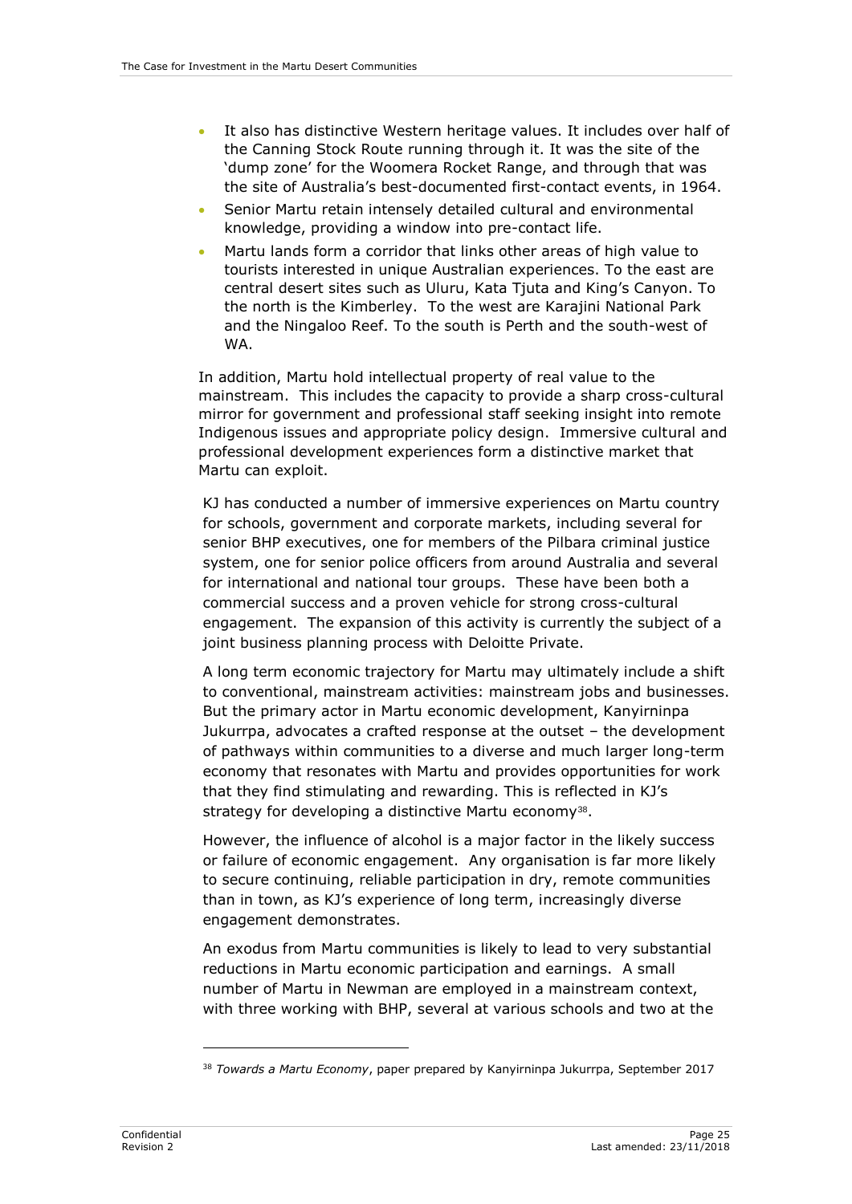- It also has distinctive Western heritage values. It includes over half of the Canning Stock Route running through it. It was the site of the 'dump zone' for the Woomera Rocket Range, and through that was the site of Australia's best-documented first-contact events, in 1964.
- Senior Martu retain intensely detailed cultural and environmental knowledge, providing a window into pre-contact life.
- Martu lands form a corridor that links other areas of high value to tourists interested in unique Australian experiences. To the east are central desert sites such as Uluru, Kata Tjuta and King's Canyon. To the north is the Kimberley. To the west are Karajini National Park and the Ningaloo Reef. To the south is Perth and the south-west of WA.

In addition, Martu hold intellectual property of real value to the mainstream. This includes the capacity to provide a sharp cross-cultural mirror for government and professional staff seeking insight into remote Indigenous issues and appropriate policy design. Immersive cultural and professional development experiences form a distinctive market that Martu can exploit.

KJ has conducted a number of immersive experiences on Martu country for schools, government and corporate markets, including several for senior BHP executives, one for members of the Pilbara criminal justice system, one for senior police officers from around Australia and several for international and national tour groups. These have been both a commercial success and a proven vehicle for strong cross-cultural engagement. The expansion of this activity is currently the subject of a joint business planning process with Deloitte Private.

A long term economic trajectory for Martu may ultimately include a shift to conventional, mainstream activities: mainstream jobs and businesses. But the primary actor in Martu economic development, Kanyirninpa Jukurrpa, advocates a crafted response at the outset – the development of pathways within communities to a diverse and much larger long-term economy that resonates with Martu and provides opportunities for work that they find stimulating and rewarding. This is reflected in KJ's strategy for developing a distinctive Martu economy[38].

However, the influence of alcohol is a major factor in the likely success or failure of economic engagement. Any organisation is far more likely to secure continuing, reliable participation in dry, remote communities than in town, as KJ's experience of long term, increasingly diverse engagement demonstrates.

An exodus from Martu communities is likely to lead to very substantial reductions in Martu economic participation and earnings. A small number of Martu in Newman are employed in a mainstream context, with three working with BHP, several at various schools and two at the

[38] *Towards a Martu Economy*, paper prepared by Kanyirninpa Jukurrpa, September 2017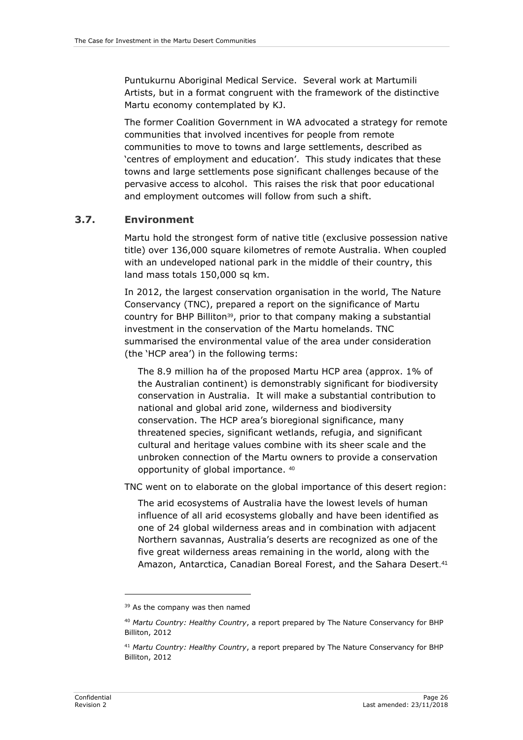Puntukurnu Aboriginal Medical Service. Several work at Martumili Artists, but in a format congruent with the framework of the distinctive Martu economy contemplated by KJ.

The former Coalition Government in WA advocated a strategy for remote communities that involved incentives for people from remote communities to move to towns and large settlements, described as 'centres of employment and education'. This study indicates that these towns and large settlements pose significant challenges because of the pervasive access to alcohol. This raises the risk that poor educational and employment outcomes will follow from such a shift.

## 3.7. Environment

Martu hold the strongest form of native title (exclusive possession native title) over 136,000 square kilometres of remote Australia. When coupled with an undeveloped national park in the middle of their country, this land mass totals 150,000 sq km.

In 2012, the largest conservation organisation in the world, The Nature Conservancy (TNC), prepared a report on the significance of Martu country for BHP Billiton[39], prior to that company making a substantial investment in the conservation of the Martu homelands. TNC summarised the environmental value of the area under consideration (the 'HCP area') in the following terms:

> The 8.9 million ha of the proposed Martu HCP area (approx. 1% of the Australian continent) is demonstrably significant for biodiversity conservation in Australia. It will make a substantial contribution to national and global arid zone, wilderness and biodiversity conservation. The HCP area's bioregional significance, many threatened species, significant wetlands, refugia, and significant cultural and heritage values combine with its sheer scale and the unbroken connection of the Martu owners to provide a conservation opportunity of global importance. [40]

TNC went on to elaborate on the global importance of this desert region:

> The arid ecosystems of Australia have the lowest levels of human influence of all arid ecosystems globally and have been identified as one of 24 global wilderness areas and in combination with adjacent Northern savannas, Australia's deserts are recognized as one of the five great wilderness areas remaining in the world, along with the Amazon, Antarctica, Canadian Boreal Forest, and the Sahara Desert.[41]

---

[39] As the company was then named

[40] *Martu Country: Healthy Country*, a report prepared by The Nature Conservancy for BHP Billiton, 2012

[41] *Martu Country: Healthy Country*, a report prepared by The Nature Conservancy for BHP Billiton, 2012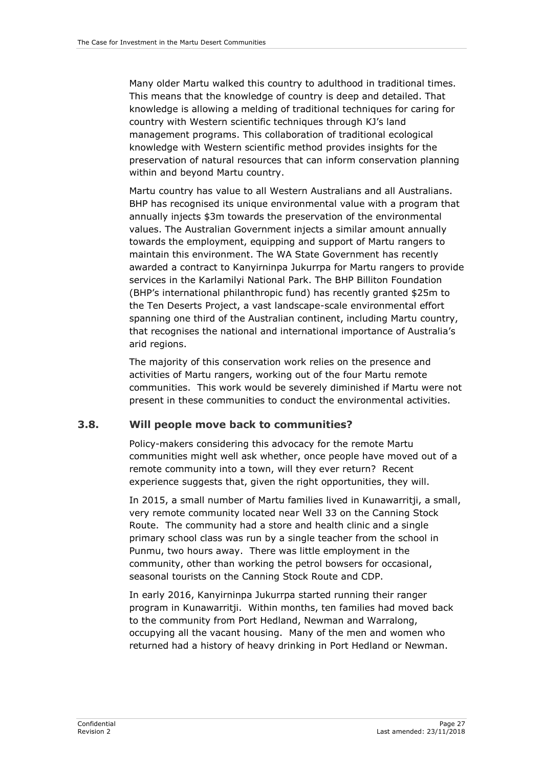Many older Martu walked this country to adulthood in traditional times. This means that the knowledge of country is deep and detailed. That knowledge is allowing a melding of traditional techniques for caring for country with Western scientific techniques through KJ's land management programs. This collaboration of traditional ecological knowledge with Western scientific method provides insights for the preservation of natural resources that can inform conservation planning within and beyond Martu country.

Martu country has value to all Western Australians and all Australians. BHP has recognised its unique environmental value with a program that annually injects \$3m towards the preservation of the environmental values. The Australian Government injects a similar amount annually towards the employment, equipping and support of Martu rangers to maintain this environment. The WA State Government has recently awarded a contract to Kanyirninpa Jukurrpa for Martu rangers to provide services in the Karlamilyi National Park. The BHP Billiton Foundation (BHP's international philanthropic fund) has recently granted \$25m to the Ten Deserts Project, a vast landscape-scale environmental effort spanning one third of the Australian continent, including Martu country, that recognises the national and international importance of Australia's arid regions.

The majority of this conservation work relies on the presence and activities of Martu rangers, working out of the four Martu remote communities. This work would be severely diminished if Martu were not present in these communities to conduct the environmental activities.

## 3.8. Will people move back to communities?

Policy-makers considering this advocacy for the remote Martu communities might well ask whether, once people have moved out of a remote community into a town, will they ever return? Recent experience suggests that, given the right opportunities, they will.

In 2015, a small number of Martu families lived in Kunawarritji, a small, very remote community located near Well 33 on the Canning Stock Route. The community had a store and health clinic and a single primary school class was run by a single teacher from the school in Punmu, two hours away. There was little employment in the community, other than working the petrol bowsers for occasional, seasonal tourists on the Canning Stock Route and CDP.

In early 2016, Kanyirninpa Jukurrpa started running their ranger program in Kunawarritji. Within months, ten families had moved back to the community from Port Hedland, Newman and Warralong, occupying all the vacant housing. Many of the men and women who returned had a history of heavy drinking in Port Hedland or Newman.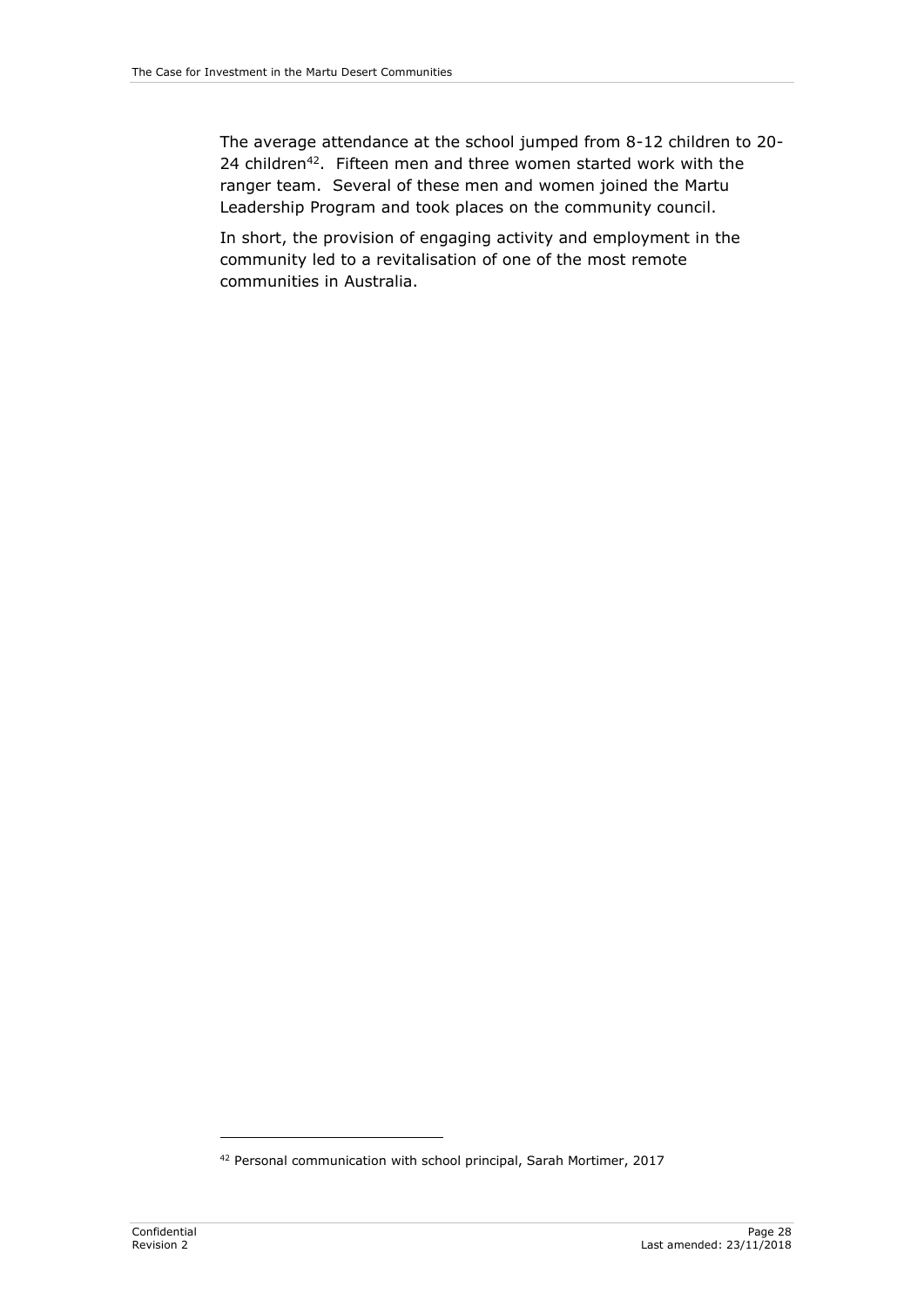The average attendance at the school jumped from 8-12 children to 20-24 children[42]. Fifteen men and three women started work with the ranger team. Several of these men and women joined the Martu Leadership Program and took places on the community council.

In short, the provision of engaging activity and employment in the community led to a revitalisation of one of the most remote communities in Australia.

[42] Personal communication with school principal, Sarah Mortimer, 2017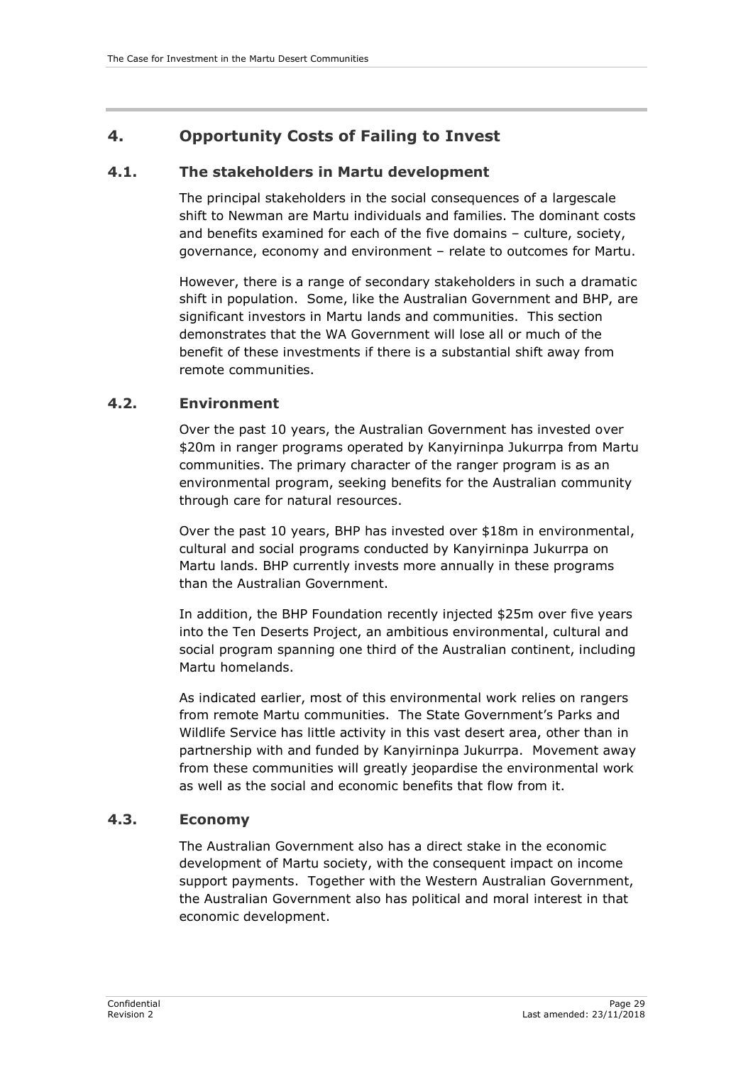## 4. Opportunity Costs of Failing to Invest

### 4.1. The stakeholders in Martu development

The principal stakeholders in the social consequences of a largescale shift to Newman are Martu individuals and families. The dominant costs and benefits examined for each of the five domains – culture, society, governance, economy and environment – relate to outcomes for Martu.

However, there is a range of secondary stakeholders in such a dramatic shift in population. Some, like the Australian Government and BHP, are significant investors in Martu lands and communities. This section demonstrates that the WA Government will lose all or much of the benefit of these investments if there is a substantial shift away from remote communities.

### 4.2. Environment

Over the past 10 years, the Australian Government has invested over \$20m in ranger programs operated by Kanyirninpa Jukurrpa from Martu communities. The primary character of the ranger program is as an environmental program, seeking benefits for the Australian community through care for natural resources.

Over the past 10 years, BHP has invested over \$18m in environmental, cultural and social programs conducted by Kanyirninpa Jukurrpa on Martu lands. BHP currently invests more annually in these programs than the Australian Government.

In addition, the BHP Foundation recently injected \$25m over five years into the Ten Deserts Project, an ambitious environmental, cultural and social program spanning one third of the Australian continent, including Martu homelands.

As indicated earlier, most of this environmental work relies on rangers from remote Martu communities. The State Government's Parks and Wildlife Service has little activity in this vast desert area, other than in partnership with and funded by Kanyirninpa Jukurrpa. Movement away from these communities will greatly jeopardise the environmental work as well as the social and economic benefits that flow from it.

### 4.3. Economy

The Australian Government also has a direct stake in the economic development of Martu society, with the consequent impact on income support payments. Together with the Western Australian Government, the Australian Government also has political and moral interest in that economic development.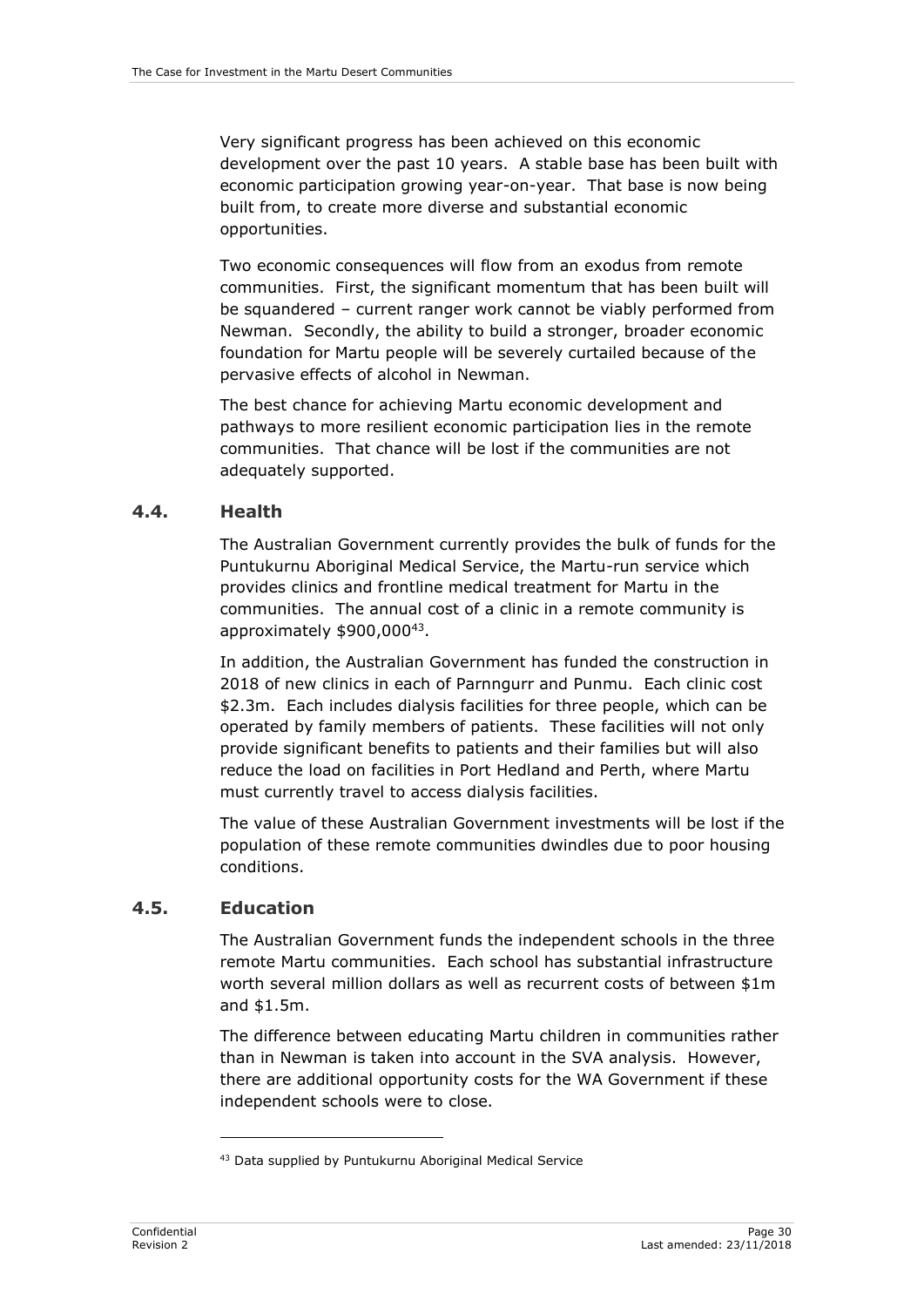Very significant progress has been achieved on this economic development over the past 10 years. A stable base has been built with economic participation growing year-on-year. That base is now being built from, to create more diverse and substantial economic opportunities.

Two economic consequences will flow from an exodus from remote communities. First, the significant momentum that has been built will be squandered – current ranger work cannot be viably performed from Newman. Secondly, the ability to build a stronger, broader economic foundation for Martu people will be severely curtailed because of the pervasive effects of alcohol in Newman.

The best chance for achieving Martu economic development and pathways to more resilient economic participation lies in the remote communities. That chance will be lost if the communities are not adequately supported.

## 4.4. Health

The Australian Government currently provides the bulk of funds for the Puntukurnu Aboriginal Medical Service, the Martu-run service which provides clinics and frontline medical treatment for Martu in the communities. The annual cost of a clinic in a remote community is approximately $900,000[43].

In addition, the Australian Government has funded the construction in 2018 of new clinics in each of Parnngurr and Punmu. Each clinic cost $2.3m. Each includes dialysis facilities for three people, which can be operated by family members of patients. These facilities will not only provide significant benefits to patients and their families but will also reduce the load on facilities in Port Hedland and Perth, where Martu must currently travel to access dialysis facilities.

The value of these Australian Government investments will be lost if the population of these remote communities dwindles due to poor housing conditions.

## 4.5. Education

The Australian Government funds the independent schools in the three remote Martu communities. Each school has substantial infrastructure worth several million dollars as well as recurrent costs of between $1m and $1.5m.

The difference between educating Martu children in communities rather than in Newman is taken into account in the SVA analysis. However, there are additional opportunity costs for the WA Government if these independent schools were to close.

[43] Data supplied by Puntukurnu Aboriginal Medical Service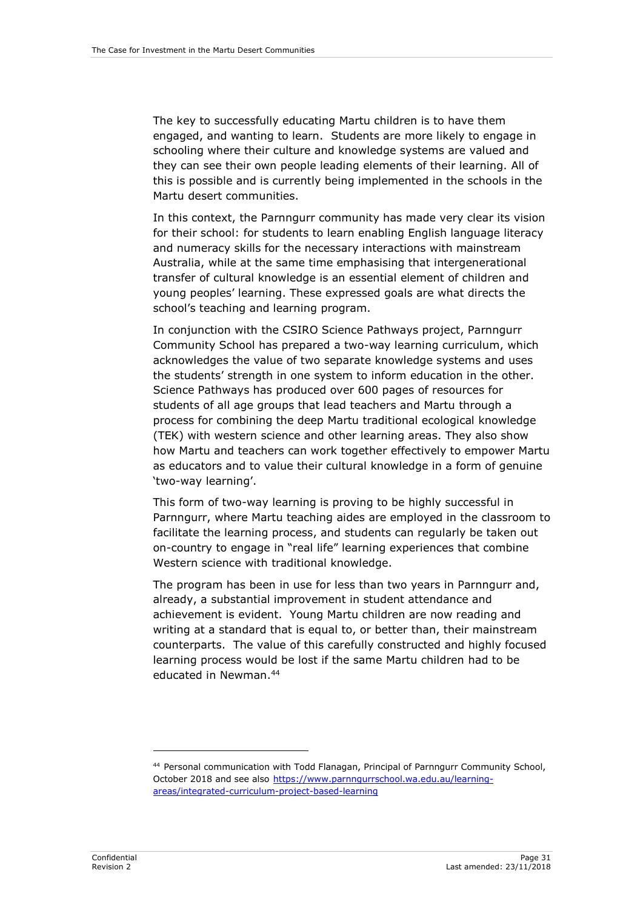The key to successfully educating Martu children is to have them engaged, and wanting to learn. Students are more likely to engage in schooling where their culture and knowledge systems are valued and they can see their own people leading elements of their learning. All of this is possible and is currently being implemented in the schools in the Martu desert communities.

In this context, the Parnngurr community has made very clear its vision for their school: for students to learn enabling English language literacy and numeracy skills for the necessary interactions with mainstream Australia, while at the same time emphasising that intergenerational transfer of cultural knowledge is an essential element of children and young peoples' learning. These expressed goals are what directs the school's teaching and learning program.

In conjunction with the CSIRO Science Pathways project, Parnngurr Community School has prepared a two-way learning curriculum, which acknowledges the value of two separate knowledge systems and uses the students' strength in one system to inform education in the other. Science Pathways has produced over 600 pages of resources for students of all age groups that lead teachers and Martu through a process for combining the deep Martu traditional ecological knowledge (TEK) with western science and other learning areas. They also show how Martu and teachers can work together effectively to empower Martu as educators and to value their cultural knowledge in a form of genuine 'two-way learning'.

This form of two-way learning is proving to be highly successful in Parnngurr, where Martu teaching aides are employed in the classroom to facilitate the learning process, and students can regularly be taken out on-country to engage in "real life" learning experiences that combine Western science with traditional knowledge.

The program has been in use for less than two years in Parnngurr and, already, a substantial improvement in student attendance and achievement is evident. Young Martu children are now reading and writing at a standard that is equal to, or better than, their mainstream counterparts. The value of this carefully constructed and highly focused learning process would be lost if the same Martu children had to be educated in Newman.[44]

---

[44] Personal communication with Todd Flanagan, Principal of Parnngurr Community School, October 2018 and see also https://www.parnngurrschool.wa.edu.au/learning-areas/integrated-curriculum-project-based-learning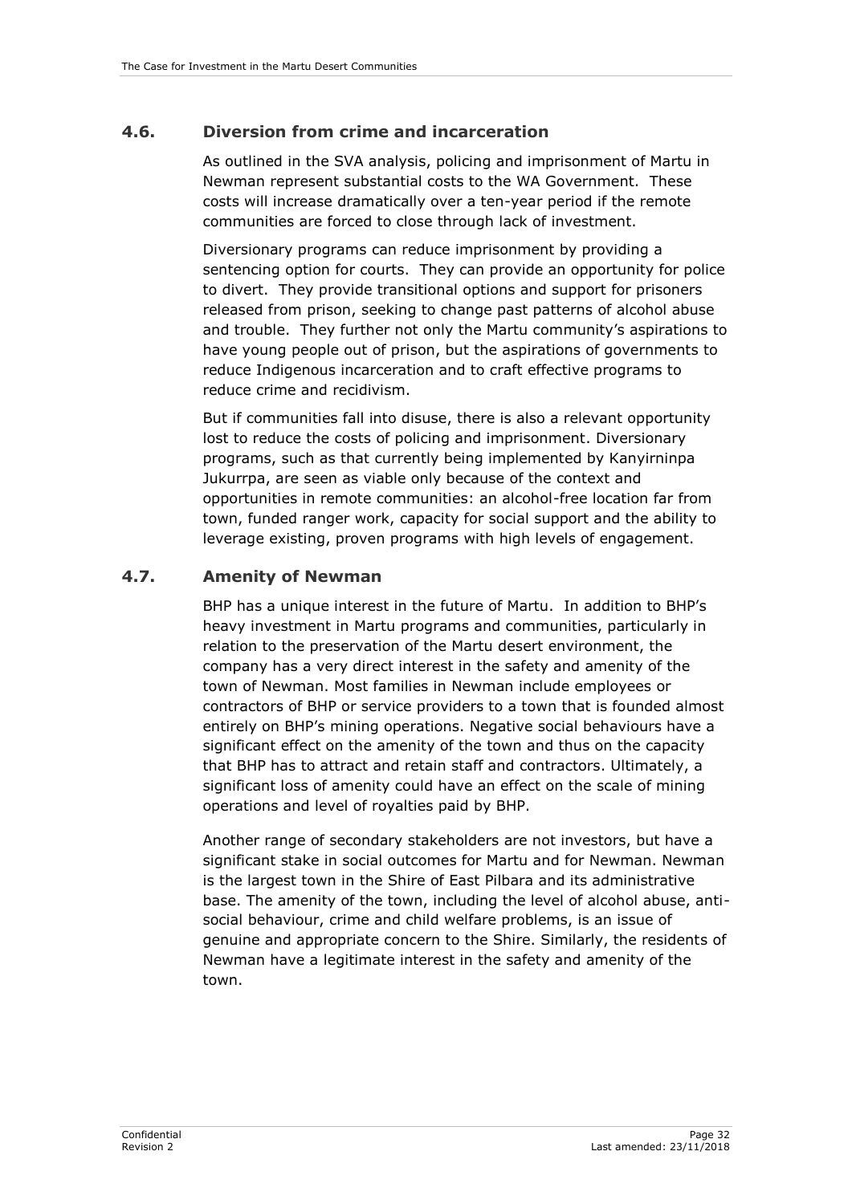## 4.6. Diversion from crime and incarceration

As outlined in the SVA analysis, policing and imprisonment of Martu in Newman represent substantial costs to the WA Government. These costs will increase dramatically over a ten-year period if the remote communities are forced to close through lack of investment.

Diversionary programs can reduce imprisonment by providing a sentencing option for courts. They can provide an opportunity for police to divert. They provide transitional options and support for prisoners released from prison, seeking to change past patterns of alcohol abuse and trouble. They further not only the Martu community's aspirations to have young people out of prison, but the aspirations of governments to reduce Indigenous incarceration and to craft effective programs to reduce crime and recidivism.

But if communities fall into disuse, there is also a relevant opportunity lost to reduce the costs of policing and imprisonment. Diversionary programs, such as that currently being implemented by Kanyirninpa Jukurrpa, are seen as viable only because of the context and opportunities in remote communities: an alcohol-free location far from town, funded ranger work, capacity for social support and the ability to leverage existing, proven programs with high levels of engagement.

## 4.7. Amenity of Newman

BHP has a unique interest in the future of Martu. In addition to BHP's heavy investment in Martu programs and communities, particularly in relation to the preservation of the Martu desert environment, the company has a very direct interest in the safety and amenity of the town of Newman. Most families in Newman include employees or contractors of BHP or service providers to a town that is founded almost entirely on BHP's mining operations. Negative social behaviours have a significant effect on the amenity of the town and thus on the capacity that BHP has to attract and retain staff and contractors. Ultimately, a significant loss of amenity could have an effect on the scale of mining operations and level of royalties paid by BHP.

Another range of secondary stakeholders are not investors, but have a significant stake in social outcomes for Martu and for Newman. Newman is the largest town in the Shire of East Pilbara and its administrative base. The amenity of the town, including the level of alcohol abuse, anti-social behaviour, crime and child welfare problems, is an issue of genuine and appropriate concern to the Shire. Similarly, the residents of Newman have a legitimate interest in the safety and amenity of the town.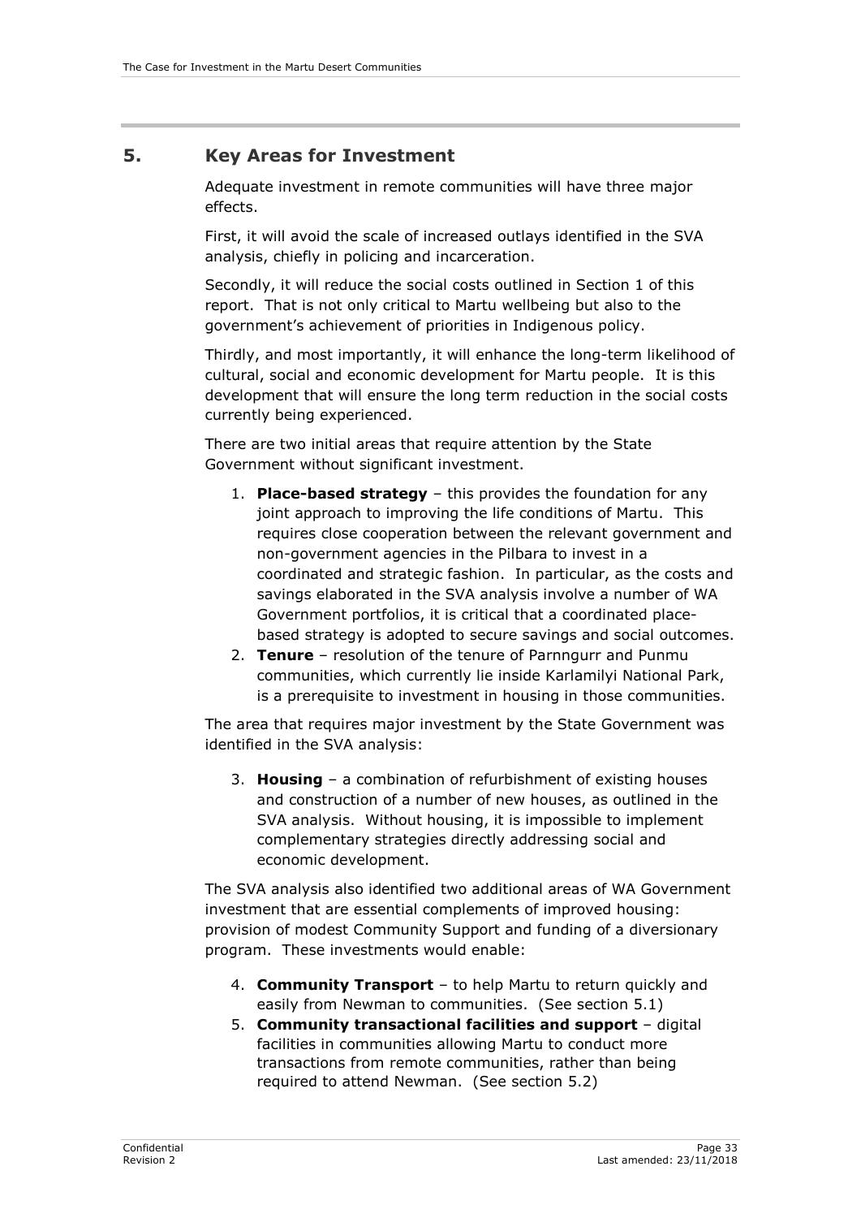# 5. Key Areas for Investment

Adequate investment in remote communities will have three major effects.

First, it will avoid the scale of increased outlays identified in the SVA analysis, chiefly in policing and incarceration.

Secondly, it will reduce the social costs outlined in Section 1 of this report. That is not only critical to Martu wellbeing but also to the government's achievement of priorities in Indigenous policy.

Thirdly, and most importantly, it will enhance the long-term likelihood of cultural, social and economic development for Martu people. It is this development that will ensure the long term reduction in the social costs currently being experienced.

There are two initial areas that require attention by the State Government without significant investment.

1. **Place-based strategy** – this provides the foundation for any joint approach to improving the life conditions of Martu. This requires close cooperation between the relevant government and non-government agencies in the Pilbara to invest in a coordinated and strategic fashion. In particular, as the costs and savings elaborated in the SVA analysis involve a number of WA Government portfolios, it is critical that a coordinated place-based strategy is adopted to secure savings and social outcomes.
2. **Tenure** – resolution of the tenure of Parnngurr and Punmu communities, which currently lie inside Karlamilyi National Park, is a prerequisite to investment in housing in those communities.

The area that requires major investment by the State Government was identified in the SVA analysis:

3. **Housing** – a combination of refurbishment of existing houses and construction of a number of new houses, as outlined in the SVA analysis. Without housing, it is impossible to implement complementary strategies directly addressing social and economic development.

The SVA analysis also identified two additional areas of WA Government investment that are essential complements of improved housing: provision of modest Community Support and funding of a diversionary program. These investments would enable:

4. **Community Transport** – to help Martu to return quickly and easily from Newman to communities. (See section 5.1)
5. **Community transactional facilities and support** – digital facilities in communities allowing Martu to conduct more transactions from remote communities, rather than being required to attend Newman. (See section 5.2)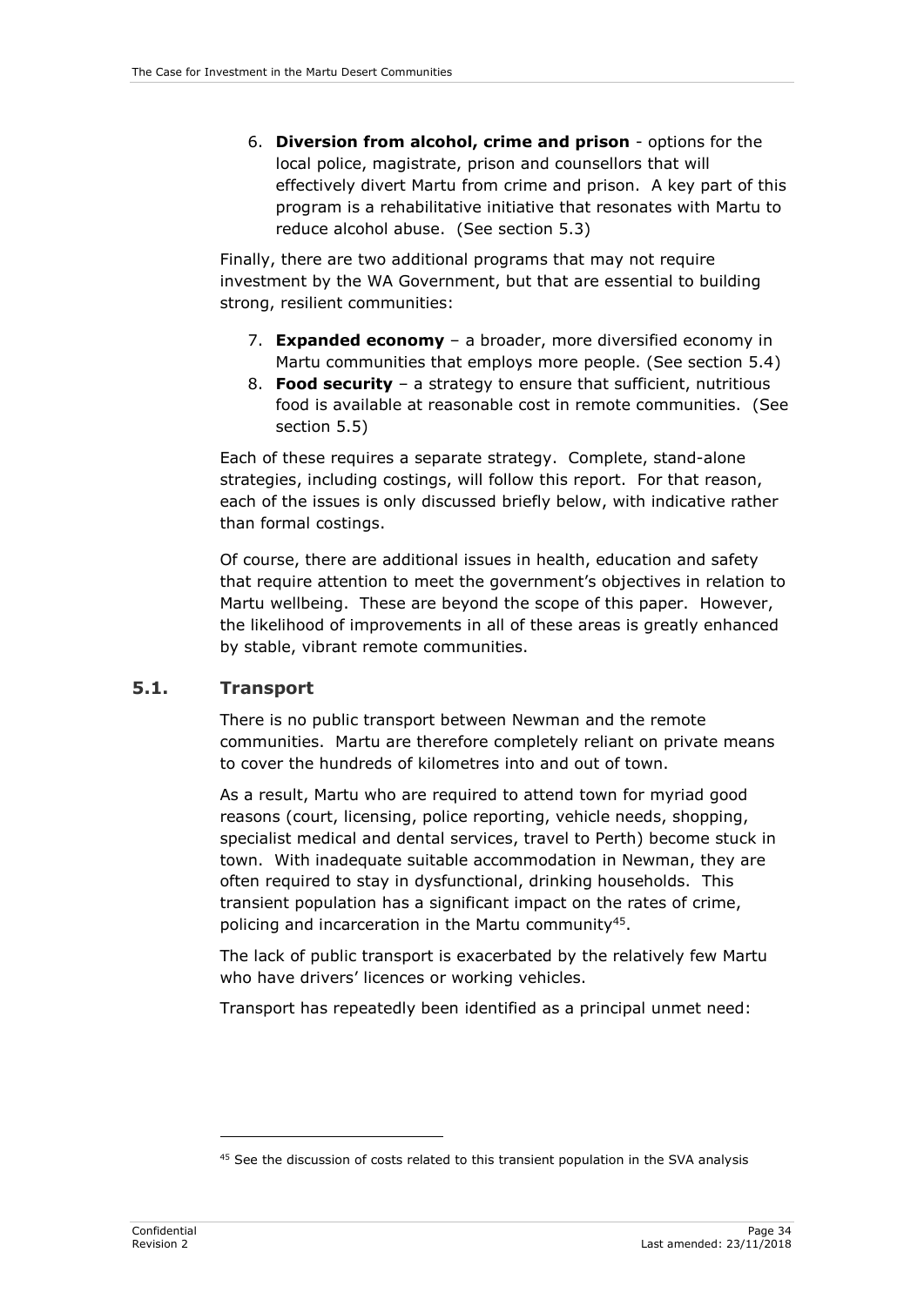6. **Diversion from alcohol, crime and prison** - options for the local police, magistrate, prison and counsellors that will effectively divert Martu from crime and prison. A key part of this program is a rehabilitative initiative that resonates with Martu to reduce alcohol abuse. (See section 5.3)

Finally, there are two additional programs that may not require investment by the WA Government, but that are essential to building strong, resilient communities:

7. **Expanded economy** – a broader, more diversified economy in Martu communities that employs more people. (See section 5.4)
8. **Food security** – a strategy to ensure that sufficient, nutritious food is available at reasonable cost in remote communities. (See section 5.5)

Each of these requires a separate strategy. Complete, stand-alone strategies, including costings, will follow this report. For that reason, each of the issues is only discussed briefly below, with indicative rather than formal costings.

Of course, there are additional issues in health, education and safety that require attention to meet the government's objectives in relation to Martu wellbeing. These are beyond the scope of this paper. However, the likelihood of improvements in all of these areas is greatly enhanced by stable, vibrant remote communities.

## 5.1. Transport

There is no public transport between Newman and the remote communities. Martu are therefore completely reliant on private means to cover the hundreds of kilometres into and out of town.

As a result, Martu who are required to attend town for myriad good reasons (court, licensing, police reporting, vehicle needs, shopping, specialist medical and dental services, travel to Perth) become stuck in town. With inadequate suitable accommodation in Newman, they are often required to stay in dysfunctional, drinking households. This transient population has a significant impact on the rates of crime, policing and incarceration in the Martu community[45].

The lack of public transport is exacerbated by the relatively few Martu who have drivers' licences or working vehicles.

Transport has repeatedly been identified as a principal unmet need:

[45] See the discussion of costs related to this transient population in the SVA analysis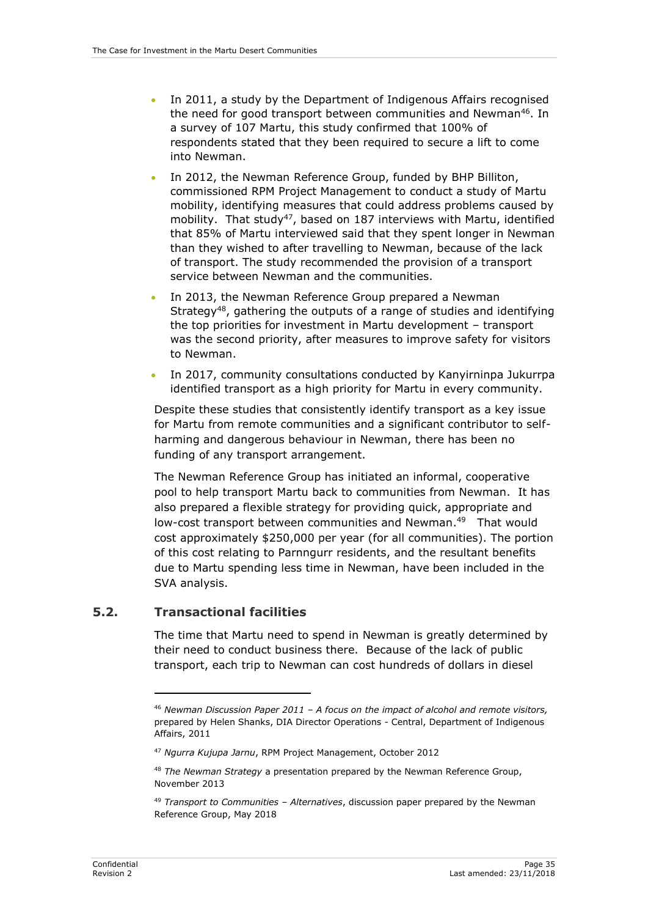- In 2011, a study by the Department of Indigenous Affairs recognised the need for good transport between communities and Newman[46]. In a survey of 107 Martu, this study confirmed that 100% of respondents stated that they been required to secure a lift to come into Newman.
- In 2012, the Newman Reference Group, funded by BHP Billiton, commissioned RPM Project Management to conduct a study of Martu mobility, identifying measures that could address problems caused by mobility. That study[47], based on 187 interviews with Martu, identified that 85% of Martu interviewed said that they spent longer in Newman than they wished to after travelling to Newman, because of the lack of transport. The study recommended the provision of a transport service between Newman and the communities.
- In 2013, the Newman Reference Group prepared a Newman Strategy[48], gathering the outputs of a range of studies and identifying the top priorities for investment in Martu development – transport was the second priority, after measures to improve safety for visitors to Newman.
- In 2017, community consultations conducted by Kanyirninpa Jukurrpa identified transport as a high priority for Martu in every community.

Despite these studies that consistently identify transport as a key issue for Martu from remote communities and a significant contributor to self-harming and dangerous behaviour in Newman, there has been no funding of any transport arrangement.

The Newman Reference Group has initiated an informal, cooperative pool to help transport Martu back to communities from Newman. It has also prepared a flexible strategy for providing quick, appropriate and low-cost transport between communities and Newman.[49] That would cost approximately $250,000 per year (for all communities). The portion of this cost relating to Parnngurr residents, and the resultant benefits due to Martu spending less time in Newman, have been included in the SVA analysis.

## 5.2. Transactional facilities

The time that Martu need to spend in Newman is greatly determined by their need to conduct business there. Because of the lack of public transport, each trip to Newman can cost hundreds of dollars in diesel

---

[46] *Newman Discussion Paper 2011 – A focus on the impact of alcohol and remote visitors,* prepared by Helen Shanks, DIA Director Operations - Central, Department of Indigenous Affairs, 2011

[47] *Ngurra Kujupa Jarnu*, RPM Project Management, October 2012

[48] *The Newman Strategy* a presentation prepared by the Newman Reference Group, November 2013

[49] *Transport to Communities – Alternatives*, discussion paper prepared by the Newman Reference Group, May 2018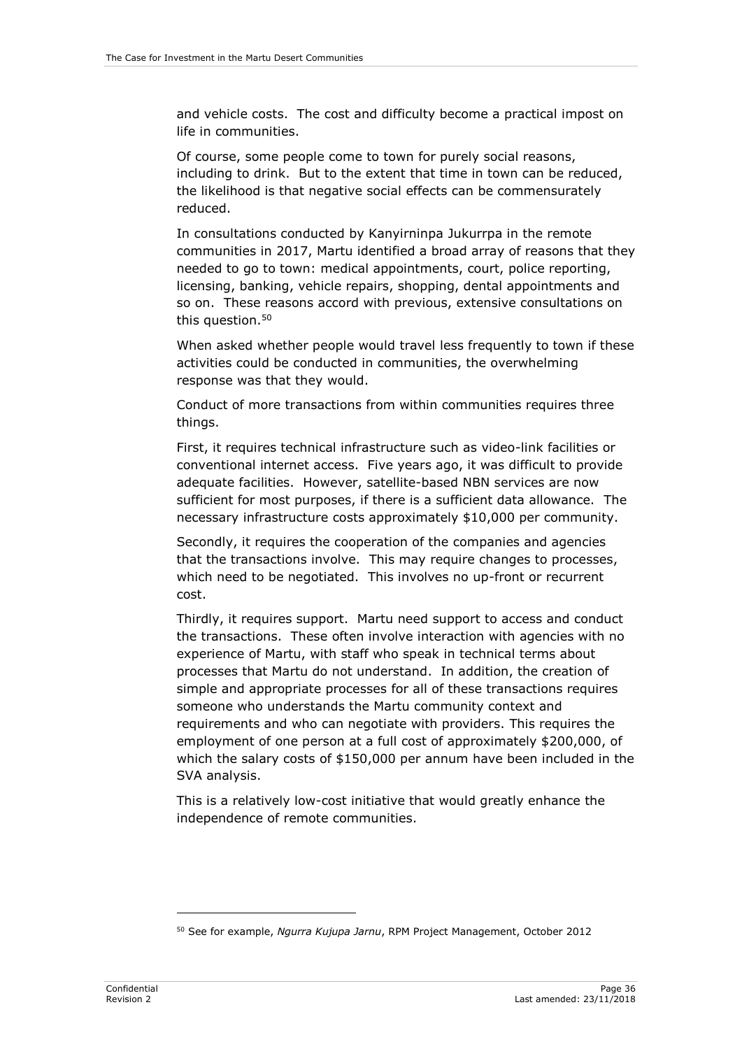and vehicle costs. The cost and difficulty become a practical impost on life in communities.

Of course, some people come to town for purely social reasons, including to drink. But to the extent that time in town can be reduced, the likelihood is that negative social effects can be commensurately reduced.

In consultations conducted by Kanyirninpa Jukurrpa in the remote communities in 2017, Martu identified a broad array of reasons that they needed to go to town: medical appointments, court, police reporting, licensing, banking, vehicle repairs, shopping, dental appointments and so on. These reasons accord with previous, extensive consultations on this question.[50]

When asked whether people would travel less frequently to town if these activities could be conducted in communities, the overwhelming response was that they would.

Conduct of more transactions from within communities requires three things.

First, it requires technical infrastructure such as video-link facilities or conventional internet access. Five years ago, it was difficult to provide adequate facilities. However, satellite-based NBN services are now sufficient for most purposes, if there is a sufficient data allowance. The necessary infrastructure costs approximately $10,000 per community.

Secondly, it requires the cooperation of the companies and agencies that the transactions involve. This may require changes to processes, which need to be negotiated. This involves no up-front or recurrent cost.

Thirdly, it requires support. Martu need support to access and conduct the transactions. These often involve interaction with agencies with no experience of Martu, with staff who speak in technical terms about processes that Martu do not understand. In addition, the creation of simple and appropriate processes for all of these transactions requires someone who understands the Martu community context and requirements and who can negotiate with providers. This requires the employment of one person at a full cost of approximately $200,000, of which the salary costs of $150,000 per annum have been included in the SVA analysis.

This is a relatively low-cost initiative that would greatly enhance the independence of remote communities.

[50] See for example, *Ngurra Kujupa Jarnu*, RPM Project Management, October 2012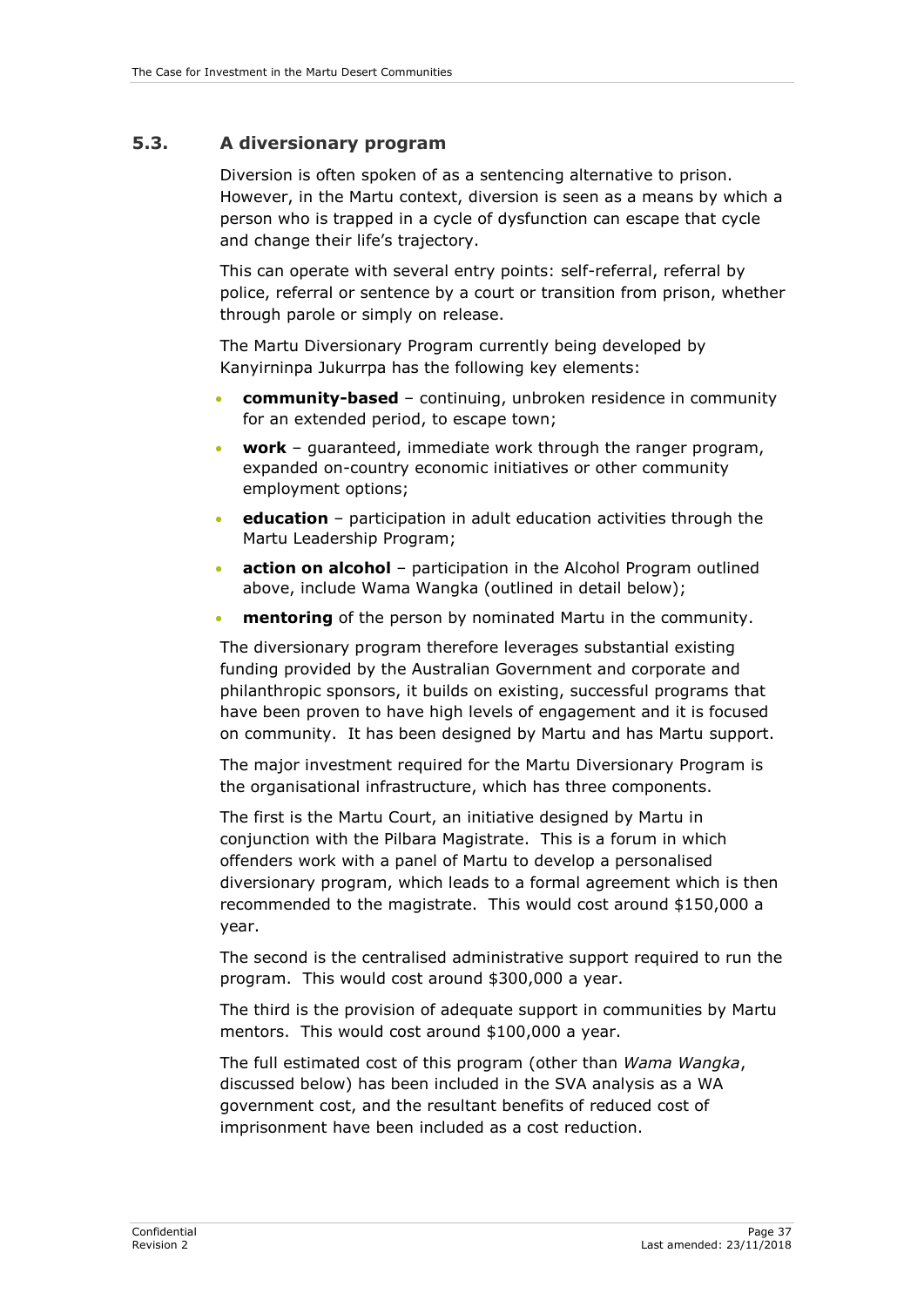## 5.3. A diversionary program

Diversion is often spoken of as a sentencing alternative to prison. However, in the Martu context, diversion is seen as a means by which a person who is trapped in a cycle of dysfunction can escape that cycle and change their life's trajectory.

This can operate with several entry points: self-referral, referral by police, referral or sentence by a court or transition from prison, whether through parole or simply on release.

The Martu Diversionary Program currently being developed by Kanyirninpa Jukurrpa has the following key elements:

- **community-based** – continuing, unbroken residence in community for an extended period, to escape town;
- **work** – guaranteed, immediate work through the ranger program, expanded on-country economic initiatives or other community employment options;
- **education** – participation in adult education activities through the Martu Leadership Program;
- **action on alcohol** – participation in the Alcohol Program outlined above, include Wama Wangka (outlined in detail below);
- **mentoring** of the person by nominated Martu in the community.

The diversionary program therefore leverages substantial existing funding provided by the Australian Government and corporate and philanthropic sponsors, it builds on existing, successful programs that have been proven to have high levels of engagement and it is focused on community. It has been designed by Martu and has Martu support.

The major investment required for the Martu Diversionary Program is the organisational infrastructure, which has three components.

The first is the Martu Court, an initiative designed by Martu in conjunction with the Pilbara Magistrate. This is a forum in which offenders work with a panel of Martu to develop a personalised diversionary program, which leads to a formal agreement which is then recommended to the magistrate. This would cost around $150,000 a year.

The second is the centralised administrative support required to run the program. This would cost around $300,000 a year.

The third is the provision of adequate support in communities by Martu mentors. This would cost around $100,000 a year.

The full estimated cost of this program (other than *Wama Wangka*, discussed below) has been included in the SVA analysis as a WA government cost, and the resultant benefits of reduced cost of imprisonment have been included as a cost reduction.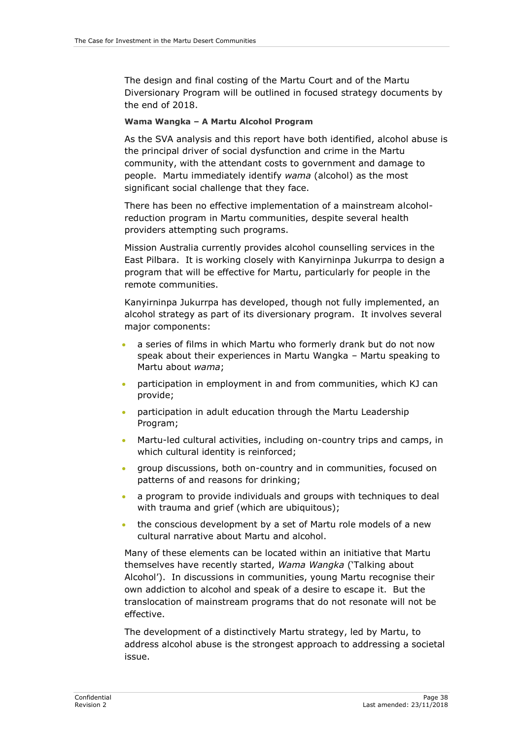The design and final costing of the Martu Court and of the Martu Diversionary Program will be outlined in focused strategy documents by the end of 2018.

**Wama Wangka – A Martu Alcohol Program**

As the SVA analysis and this report have both identified, alcohol abuse is the principal driver of social dysfunction and crime in the Martu community, with the attendant costs to government and damage to people. Martu immediately identify *wama* (alcohol) as the most significant social challenge that they face.

There has been no effective implementation of a mainstream alcohol-reduction program in Martu communities, despite several health providers attempting such programs.

Mission Australia currently provides alcohol counselling services in the East Pilbara. It is working closely with Kanyirninpa Jukurrpa to design a program that will be effective for Martu, particularly for people in the remote communities.

Kanyirninpa Jukurrpa has developed, though not fully implemented, an alcohol strategy as part of its diversionary program. It involves several major components:

- a series of films in which Martu who formerly drank but do not now speak about their experiences in Martu Wangka – Martu speaking to Martu about *wama*;
- participation in employment in and from communities, which KJ can provide;
- participation in adult education through the Martu Leadership Program;
- Martu-led cultural activities, including on-country trips and camps, in which cultural identity is reinforced;
- group discussions, both on-country and in communities, focused on patterns of and reasons for drinking;
- a program to provide individuals and groups with techniques to deal with trauma and grief (which are ubiquitous);
- the conscious development by a set of Martu role models of a new cultural narrative about Martu and alcohol.

Many of these elements can be located within an initiative that Martu themselves have recently started, *Wama Wangka* ('Talking about Alcohol'). In discussions in communities, young Martu recognise their own addiction to alcohol and speak of a desire to escape it. But the translocation of mainstream programs that do not resonate will not be effective.

The development of a distinctively Martu strategy, led by Martu, to address alcohol abuse is the strongest approach to addressing a societal issue.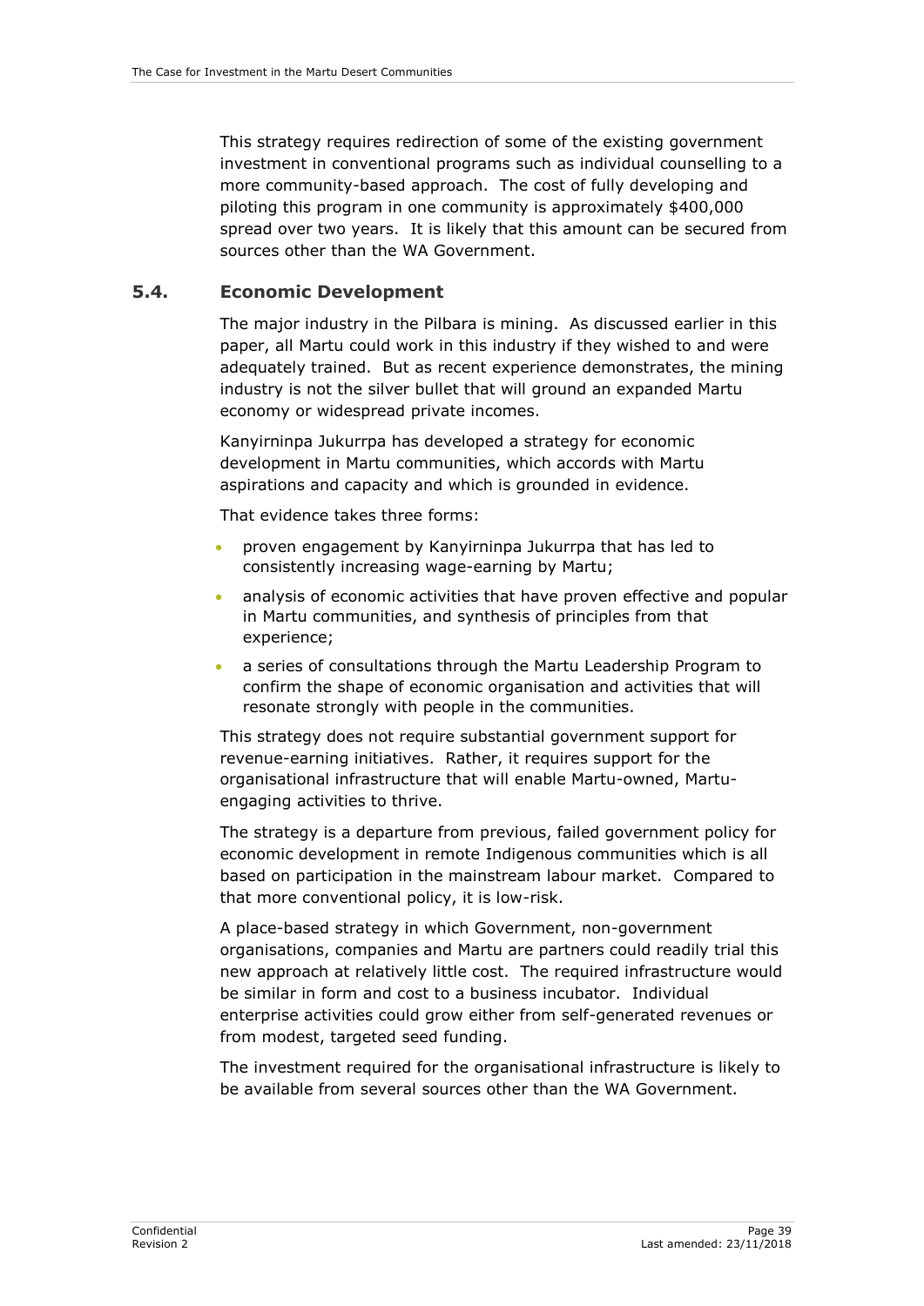This strategy requires redirection of some of the existing government investment in conventional programs such as individual counselling to a more community-based approach. The cost of fully developing and piloting this program in one community is approximately $400,000 spread over two years. It is likely that this amount can be secured from sources other than the WA Government.

## 5.4. Economic Development

The major industry in the Pilbara is mining. As discussed earlier in this paper, all Martu could work in this industry if they wished to and were adequately trained. But as recent experience demonstrates, the mining industry is not the silver bullet that will ground an expanded Martu economy or widespread private incomes.

Kanyirninpa Jukurrpa has developed a strategy for economic development in Martu communities, which accords with Martu aspirations and capacity and which is grounded in evidence.

That evidence takes three forms:

- proven engagement by Kanyirninpa Jukurrpa that has led to consistently increasing wage-earning by Martu;
- analysis of economic activities that have proven effective and popular in Martu communities, and synthesis of principles from that experience;
- a series of consultations through the Martu Leadership Program to confirm the shape of economic organisation and activities that will resonate strongly with people in the communities.

This strategy does not require substantial government support for revenue-earning initiatives. Rather, it requires support for the organisational infrastructure that will enable Martu-owned, Martu-engaging activities to thrive.

The strategy is a departure from previous, failed government policy for economic development in remote Indigenous communities which is all based on participation in the mainstream labour market. Compared to that more conventional policy, it is low-risk.

A place-based strategy in which Government, non-government organisations, companies and Martu are partners could readily trial this new approach at relatively little cost. The required infrastructure would be similar in form and cost to a business incubator. Individual enterprise activities could grow either from self-generated revenues or from modest, targeted seed funding.

The investment required for the organisational infrastructure is likely to be available from several sources other than the WA Government.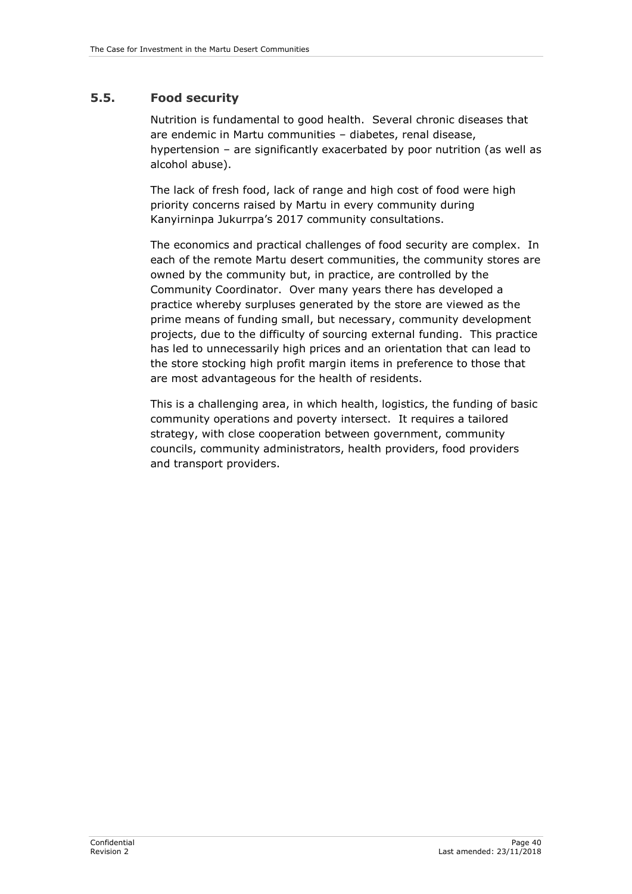## 5.5. Food security

Nutrition is fundamental to good health. Several chronic diseases that are endemic in Martu communities – diabetes, renal disease, hypertension – are significantly exacerbated by poor nutrition (as well as alcohol abuse).

The lack of fresh food, lack of range and high cost of food were high priority concerns raised by Martu in every community during Kanyirninpa Jukurrpa's 2017 community consultations.

The economics and practical challenges of food security are complex. In each of the remote Martu desert communities, the community stores are owned by the community but, in practice, are controlled by the Community Coordinator. Over many years there has developed a practice whereby surpluses generated by the store are viewed as the prime means of funding small, but necessary, community development projects, due to the difficulty of sourcing external funding. This practice has led to unnecessarily high prices and an orientation that can lead to the store stocking high profit margin items in preference to those that are most advantageous for the health of residents.

This is a challenging area, in which health, logistics, the funding of basic community operations and poverty intersect. It requires a tailored strategy, with close cooperation between government, community councils, community administrators, health providers, food providers and transport providers.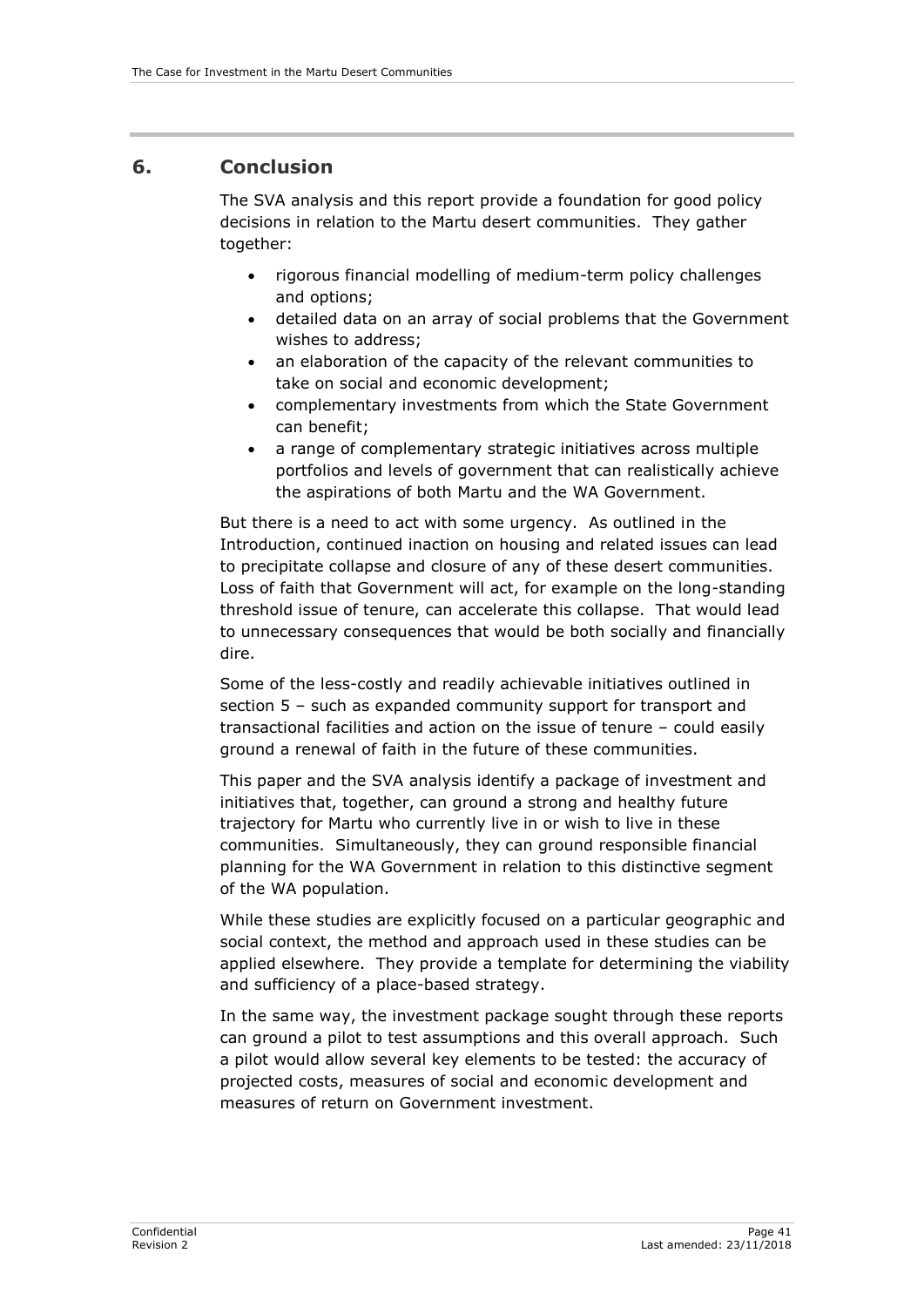## 6. Conclusion

The SVA analysis and this report provide a foundation for good policy decisions in relation to the Martu desert communities. They gather together:

- rigorous financial modelling of medium-term policy challenges and options;
- detailed data on an array of social problems that the Government wishes to address;
- an elaboration of the capacity of the relevant communities to take on social and economic development;
- complementary investments from which the State Government can benefit;
- a range of complementary strategic initiatives across multiple portfolios and levels of government that can realistically achieve the aspirations of both Martu and the WA Government.

But there is a need to act with some urgency. As outlined in the Introduction, continued inaction on housing and related issues can lead to precipitate collapse and closure of any of these desert communities. Loss of faith that Government will act, for example on the long-standing threshold issue of tenure, can accelerate this collapse. That would lead to unnecessary consequences that would be both socially and financially dire.

Some of the less-costly and readily achievable initiatives outlined in section 5 – such as expanded community support for transport and transactional facilities and action on the issue of tenure – could easily ground a renewal of faith in the future of these communities.

This paper and the SVA analysis identify a package of investment and initiatives that, together, can ground a strong and healthy future trajectory for Martu who currently live in or wish to live in these communities. Simultaneously, they can ground responsible financial planning for the WA Government in relation to this distinctive segment of the WA population.

While these studies are explicitly focused on a particular geographic and social context, the method and approach used in these studies can be applied elsewhere. They provide a template for determining the viability and sufficiency of a place-based strategy.

In the same way, the investment package sought through these reports can ground a pilot to test assumptions and this overall approach. Such a pilot would allow several key elements to be tested: the accuracy of projected costs, measures of social and economic development and measures of return on Government investment.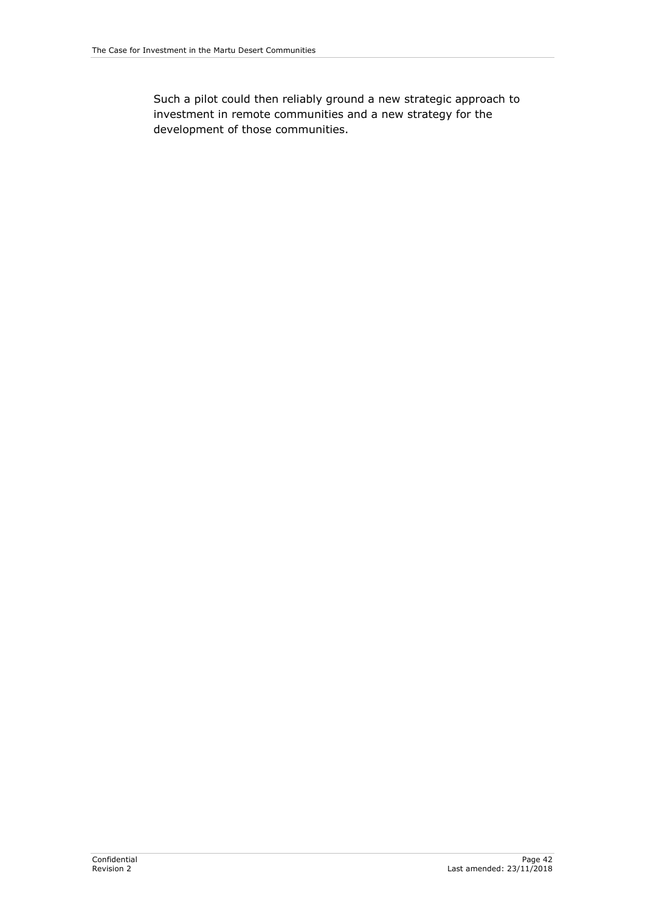Such a pilot could then reliably ground a new strategic approach to investment in remote communities and a new strategy for the development of those communities.